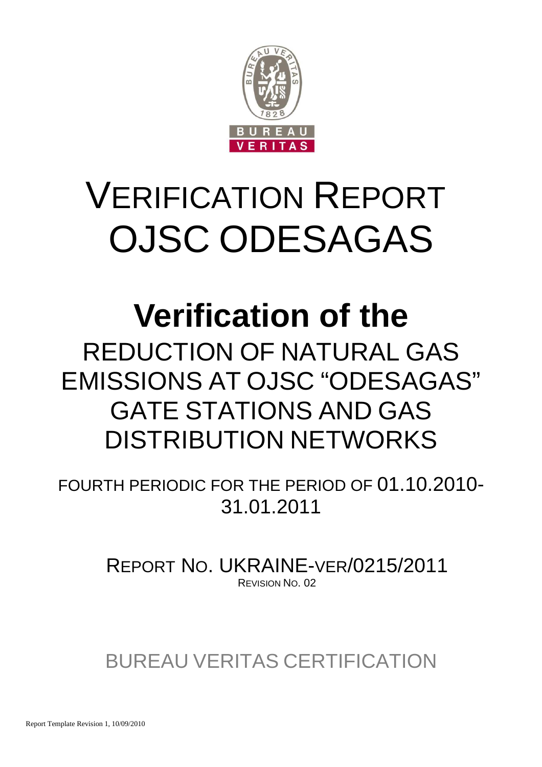# VERIFICATION REPORT OJSC ODESAGAS

# Verification of the

## REDUCTION OF NATURAL GAS EMISSIONS AT OJSC "ODESAGAS" GATE STATIONS AND GAS DISTRIBUTION NETWORKS

FOURTH PERIODIC FOR THE PERIOD OF 01.10.2010-31.01.2011

REPORT NO. UKRAINE-VER/0215/2011
REVISION NO. 02

BUREAU VERITAS CERTIFICATION

Report Template Revision 1, 10/09/2010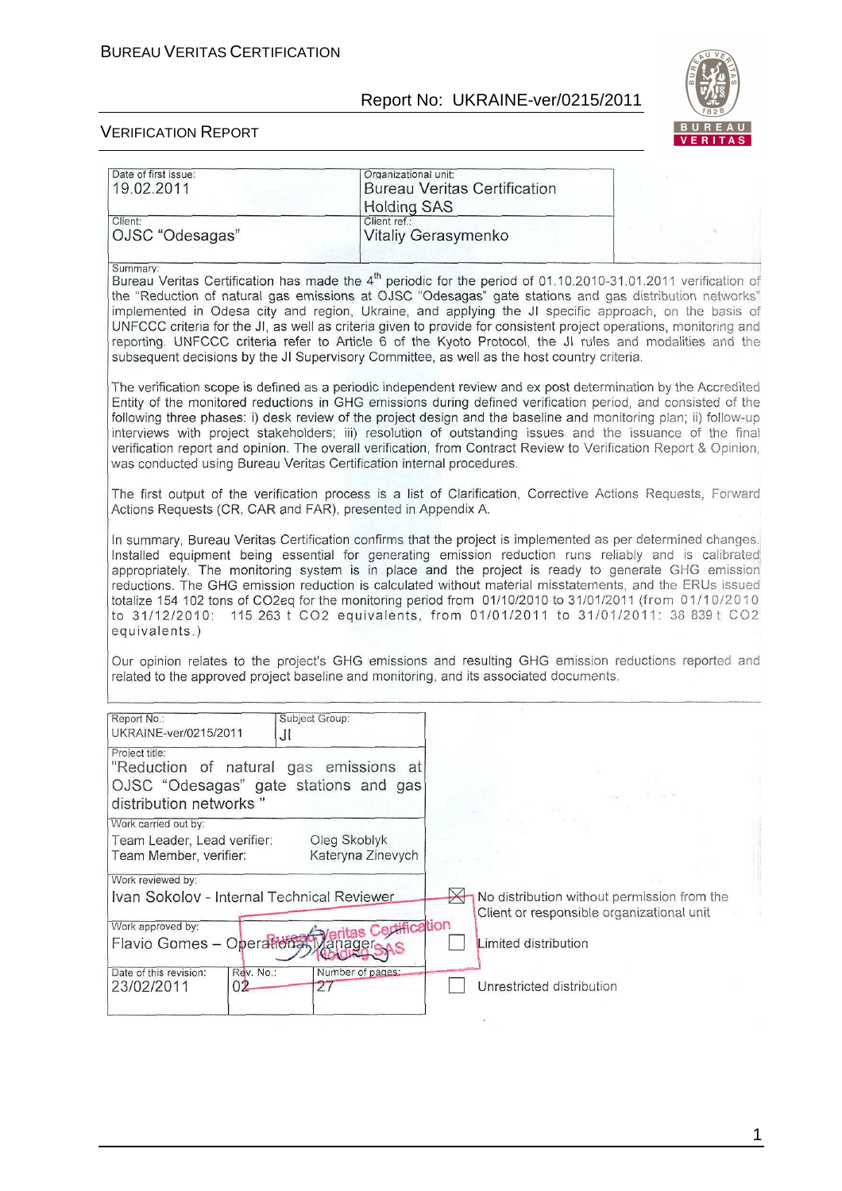| Date of first issue: 19.02.2011 | Organizational unit: Bureau Veritas Certification Holding SAS |
|---|---|
| Client: OJSC "Odesagas" | Client ref.: Vitaliy Gerasymenko |

Summary:

Bureau Veritas Certification has made the 4th periodic for the period of 01.10.2010-31.01.2011 verification of the "Reduction of natural gas emissions at OJSC "Odesagas" gate stations and gas distribution networks" implemented in Odesa city and region, Ukraine, and applying the JI specific approach, on the basis of UNFCCC criteria for the JI, as well as criteria given to provide for consistent project operations, monitoring and reporting. UNFCCC criteria refer to Article 6 of the Kyoto Protocol, the JI rules and modalities and the subsequent decisions by the JI Supervisory Committee, as well as the host country criteria.

The verification scope is defined as a periodic independent review and ex post determination by the Accredited Entity of the monitored reductions in GHG emissions during defined verification period, and consisted of the following three phases: i) desk review of the project design and the baseline and monitoring plan; ii) follow-up interviews with project stakeholders; iii) resolution of outstanding issues and the issuance of the final verification report and opinion. The overall verification, from Contract Review to Verification Report & Opinion, was conducted using Bureau Veritas Certification internal procedures.

The first output of the verification process is a list of Clarification, Corrective Actions Requests, Forward Actions Requests (CR, CAR and FAR), presented in Appendix A.

In summary, Bureau Veritas Certification confirms that the project is implemented as per determined changes. Installed equipment being essential for generating emission reduction runs reliably and is calibrated appropriately. The monitoring system is in place and the project is ready to generate GHG emission reductions. The GHG emission reduction is calculated without material misstatements, and the ERUs issued totalize 154 102 tons of CO2eq for the monitoring period from 01/10/2010 to 31/01/2011 (from 01/10/2010 to 31/12/2010: 115 263 t CO2 equivalents, from 01/01/2011 to 31/01/2011: 38 839 t CO2 equivalents.)

Our opinion relates to the project's GHG emissions and resulting GHG emission reductions reported and related to the approved project baseline and monitoring, and its associated documents.

| Report No.: UKRAINE-ver/0215/2011 | Subject Group: JI | |
|---|---|---|
| Project title: "Reduction of natural gas emissions at OJSC "Odesagas" gate stations and gas distribution networks" | | |
| Work carried out by: Team Leader, Lead verifier: Oleg Skoblyk; Team Member, verifier: Kateryna Zinevych | | |
| Work reviewed by: Ivan Sokolov - Internal Technical Reviewer | | ☒ No distribution without permission from the Client or responsible organizational unit |
| Work approved by: Flavio Gomes – Operational Manager | | ☐ Limited distribution |
| Date of this revision: 23/02/2011 | Rev. No.: 02 | Number of pages: 27 | ☐ Unrestricted distribution |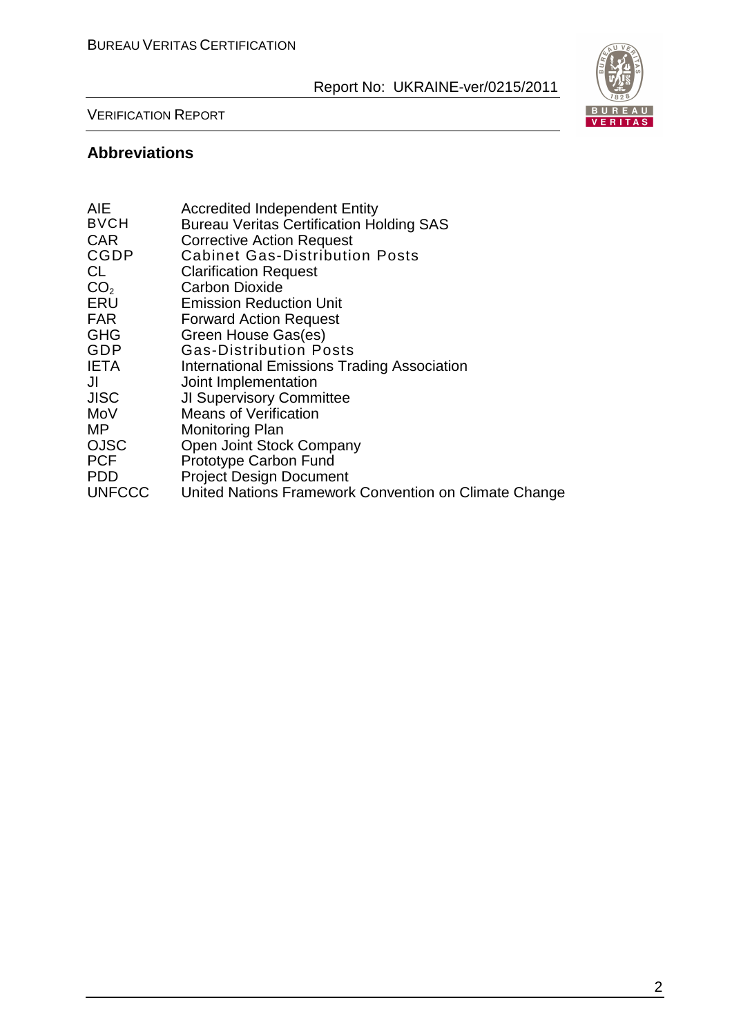## Abbreviations

| | |
|---|---|
| AIE | Accredited Independent Entity |
| BVCH | Bureau Veritas Certification Holding SAS |
| CAR | Corrective Action Request |
| CGDP | Cabinet Gas-Distribution Posts |
| CL | Clarification Request |
| $CO_2$ | Carbon Dioxide |
| ERU | Emission Reduction Unit |
| FAR | Forward Action Request |
| GHG | Green House Gas(es) |
| GDP | Gas-Distribution Posts |
| IETA | International Emissions Trading Association |
| JI | Joint Implementation |
| JISC | JI Supervisory Committee |
| MoV | Means of Verification |
| MP | Monitoring Plan |
| OJSC | Open Joint Stock Company |
| PCF | Prototype Carbon Fund |
| PDD | Project Design Document |
| UNFCCC | United Nations Framework Convention on Climate Change |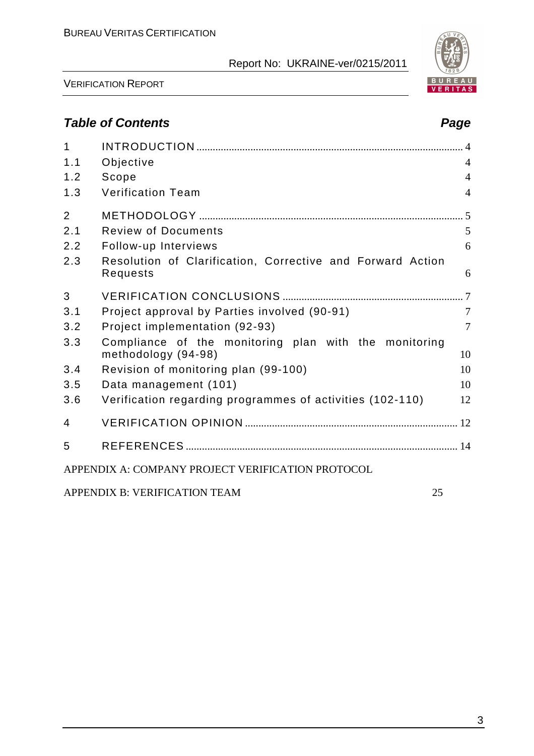## *Table of Contents* *Page*

| | | |
|---|---|---|
| 1 | INTRODUCTION | 4 |
| 1.1 | Objective | 4 |
| 1.2 | Scope | 4 |
| 1.3 | Verification Team | 4 |
| 2 | METHODOLOGY | 5 |
| 2.1 | Review of Documents | 5 |
| 2.2 | Follow-up Interviews | 6 |
| 2.3 | Resolution of Clarification, Corrective and Forward Action Requests | 6 |
| 3 | VERIFICATION CONCLUSIONS | 7 |
| 3.1 | Project approval by Parties involved (90-91) | 7 |
| 3.2 | Project implementation (92-93) | 7 |
| 3.3 | Compliance of the monitoring plan with the monitoring methodology (94-98) | 10 |
| 3.4 | Revision of monitoring plan (99-100) | 10 |
| 3.5 | Data management (101) | 10 |
| 3.6 | Verification regarding programmes of activities (102-110) | 12 |
| 4 | VERIFICATION OPINION | 12 |
| 5 | REFERENCES | 14 |

APPENDIX A: COMPANY PROJECT VERIFICATION PROTOCOL

APPENDIX B: VERIFICATION TEAM 25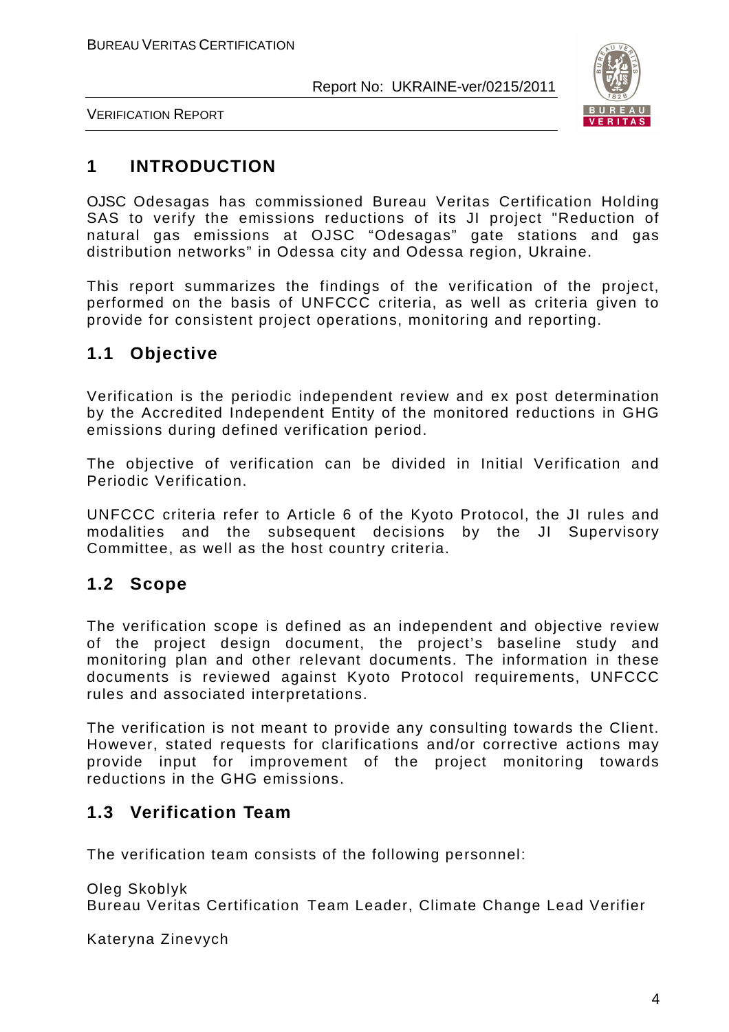# 1 INTRODUCTION

OJSC Odesagas has commissioned Bureau Veritas Certification Holding SAS to verify the emissions reductions of its JI project "Reduction of natural gas emissions at OJSC "Odesagas" gate stations and gas distribution networks" in Odessa city and Odessa region, Ukraine.

This report summarizes the findings of the verification of the project, performed on the basis of UNFCCC criteria, as well as criteria given to provide for consistent project operations, monitoring and reporting.

## 1.1 Objective

Verification is the periodic independent review and ex post determination by the Accredited Independent Entity of the monitored reductions in GHG emissions during defined verification period.

The objective of verification can be divided in Initial Verification and Periodic Verification.

UNFCCC criteria refer to Article 6 of the Kyoto Protocol, the JI rules and modalities and the subsequent decisions by the JI Supervisory Committee, as well as the host country criteria.

## 1.2 Scope

The verification scope is defined as an independent and objective review of the project design document, the project's baseline study and monitoring plan and other relevant documents. The information in these documents is reviewed against Kyoto Protocol requirements, UNFCCC rules and associated interpretations.

The verification is not meant to provide any consulting towards the Client. However, stated requests for clarifications and/or corrective actions may provide input for improvement of the project monitoring towards reductions in the GHG emissions.

## 1.3 Verification Team

The verification team consists of the following personnel:

Oleg Skoblyk
Bureau Veritas Certification Team Leader, Climate Change Lead Verifier

Kateryna Zinevych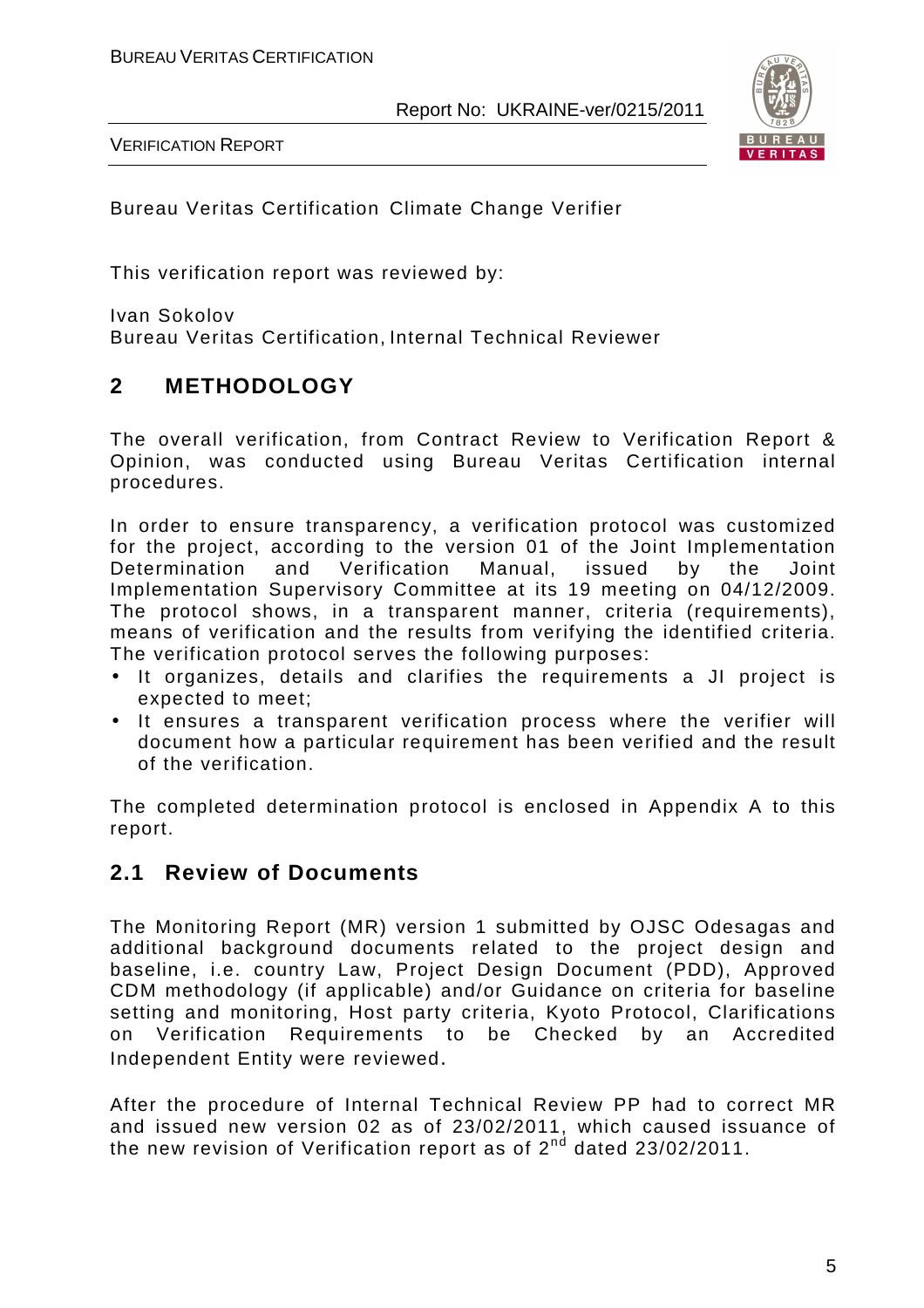Bureau Veritas Certification Climate Change Verifier

This verification report was reviewed by:

Ivan Sokolov
Bureau Veritas Certification, Internal Technical Reviewer

## 2 METHODOLOGY

The overall verification, from Contract Review to Verification Report & Opinion, was conducted using Bureau Veritas Certification internal procedures.

In order to ensure transparency, a verification protocol was customized for the project, according to the version 01 of the Joint Implementation Determination and Verification Manual, issued by the Joint Implementation Supervisory Committee at its 19 meeting on 04/12/2009. The protocol shows, in a transparent manner, criteria (requirements), means of verification and the results from verifying the identified criteria. The verification protocol serves the following purposes:

- It organizes, details and clarifies the requirements a JI project is expected to meet;
- It ensures a transparent verification process where the verifier will document how a particular requirement has been verified and the result of the verification.

The completed determination protocol is enclosed in Appendix A to this report.

### 2.1 Review of Documents

The Monitoring Report (MR) version 1 submitted by OJSC Odesagas and additional background documents related to the project design and baseline, i.e. country Law, Project Design Document (PDD), Approved CDM methodology (if applicable) and/or Guidance on criteria for baseline setting and monitoring, Host party criteria, Kyoto Protocol, Clarifications on Verification Requirements to be Checked by an Accredited Independent Entity were reviewed.

After the procedure of Internal Technical Review PP had to correct MR and issued new version 02 as of 23/02/2011, which caused issuance of the new revision of Verification report as of 2[nd] dated 23/02/2011.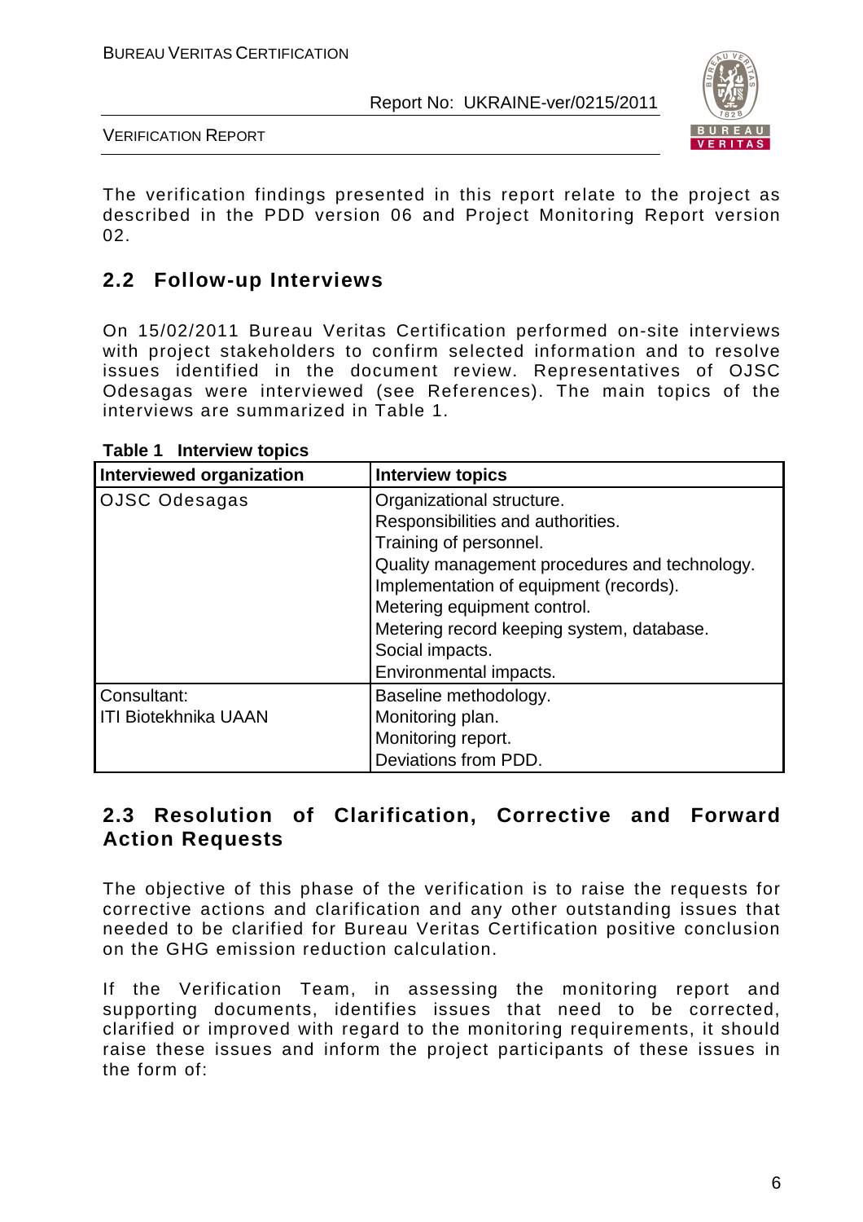The verification findings presented in this report relate to the project as described in the PDD version 06 and Project Monitoring Report version 02.

## 2.2 Follow-up Interviews

On 15/02/2011 Bureau Veritas Certification performed on-site interviews with project stakeholders to confirm selected information and to resolve issues identified in the document review. Representatives of OJSC Odesagas were interviewed (see References). The main topics of the interviews are summarized in Table 1.

**Table 1 Interview topics**

| Interviewed organization | Interview topics |
|---|---|
| OJSC Odesagas | Organizational structure.<br>Responsibilities and authorities.<br>Training of personnel.<br>Quality management procedures and technology.<br>Implementation of equipment (records).<br>Metering equipment control.<br>Metering record keeping system, database.<br>Social impacts.<br>Environmental impacts. |
| Consultant:<br>ITI Biotekhnika UAAN | Baseline methodology.<br>Monitoring plan.<br>Monitoring report.<br>Deviations from PDD. |

## 2.3 Resolution of Clarification, Corrective and Forward Action Requests

The objective of this phase of the verification is to raise the requests for corrective actions and clarification and any other outstanding issues that needed to be clarified for Bureau Veritas Certification positive conclusion on the GHG emission reduction calculation.

If the Verification Team, in assessing the monitoring report and supporting documents, identifies issues that need to be corrected, clarified or improved with regard to the monitoring requirements, it should raise these issues and inform the project participants of these issues in the form of: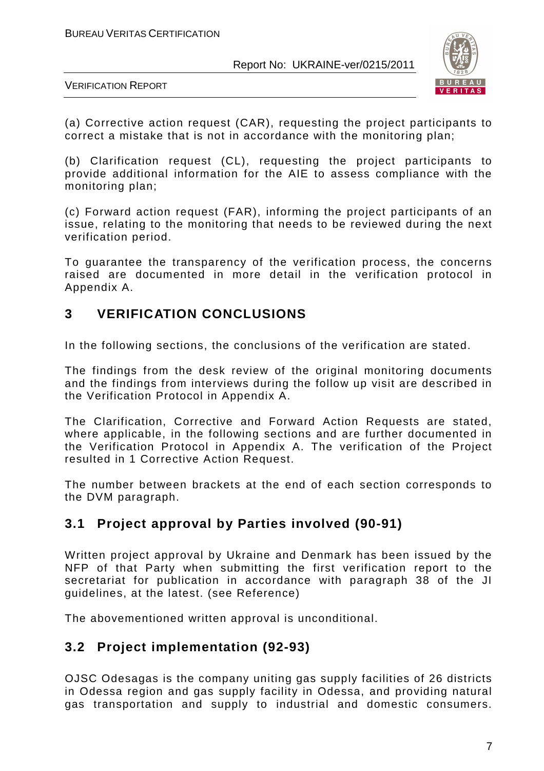(a) Corrective action request (CAR), requesting the project participants to correct a mistake that is not in accordance with the monitoring plan;

(b) Clarification request (CL), requesting the project participants to provide additional information for the AIE to assess compliance with the monitoring plan;

(c) Forward action request (FAR), informing the project participants of an issue, relating to the monitoring that needs to be reviewed during the next verification period.

To guarantee the transparency of the verification process, the concerns raised are documented in more detail in the verification protocol in Appendix A.

## 3 VERIFICATION CONCLUSIONS

In the following sections, the conclusions of the verification are stated.

The findings from the desk review of the original monitoring documents and the findings from interviews during the follow up visit are described in the Verification Protocol in Appendix A.

The Clarification, Corrective and Forward Action Requests are stated, where applicable, in the following sections and are further documented in the Verification Protocol in Appendix A. The verification of the Project resulted in 1 Corrective Action Request.

The number between brackets at the end of each section corresponds to the DVM paragraph.

### 3.1 Project approval by Parties involved (90-91)

Written project approval by Ukraine and Denmark has been issued by the NFP of that Party when submitting the first verification report to the secretariat for publication in accordance with paragraph 38 of the JI guidelines, at the latest. (see Reference)

The abovementioned written approval is unconditional.

### 3.2 Project implementation (92-93)

OJSC Odesagas is the company uniting gas supply facilities of 26 districts in Odessa region and gas supply facility in Odessa, and providing natural gas transportation and supply to industrial and domestic consumers.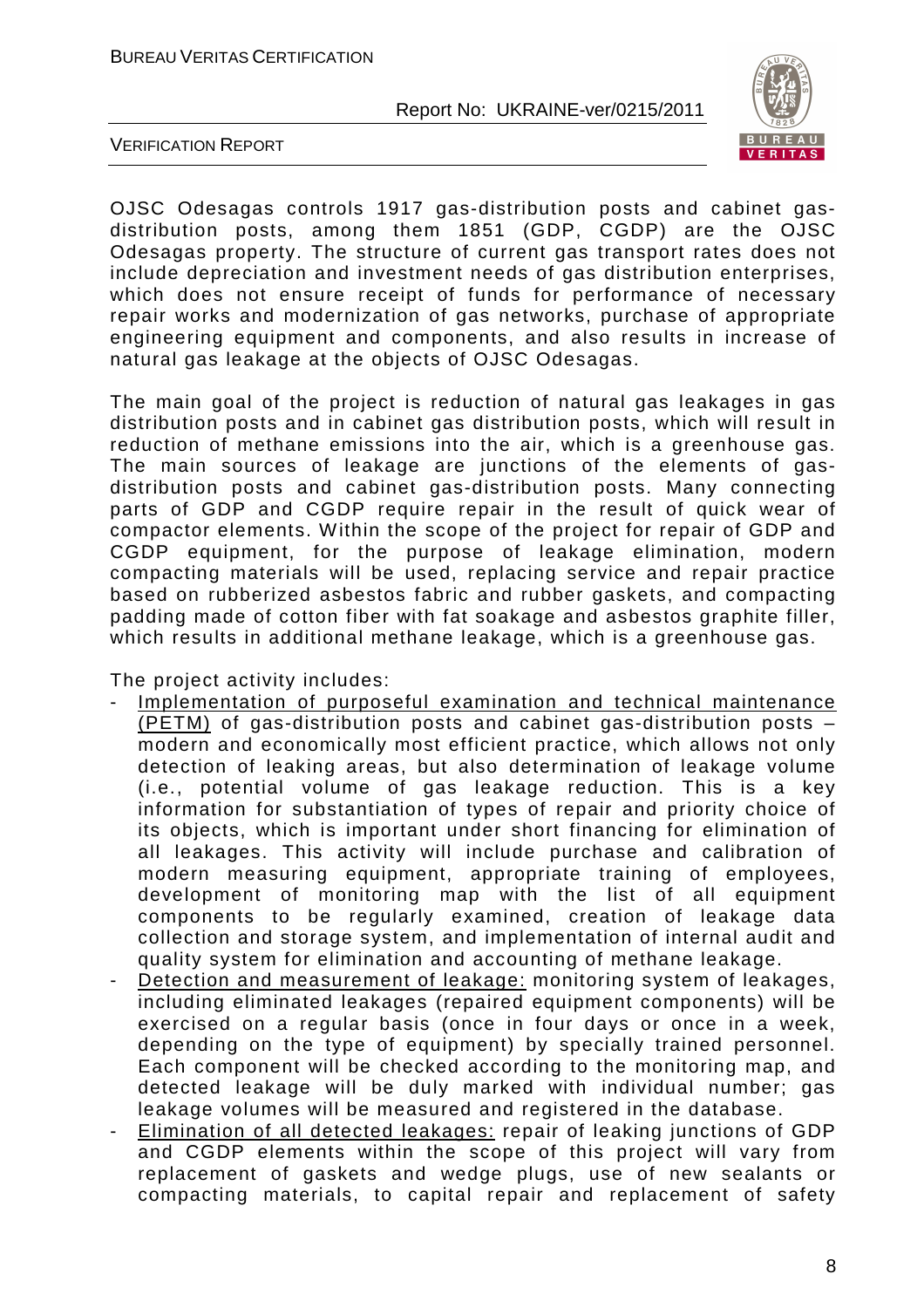OJSC Odesagas controls 1917 gas-distribution posts and cabinet gas-distribution posts, among them 1851 (GDP, CGDP) are the OJSC Odesagas property. The structure of current gas transport rates does not include depreciation and investment needs of gas distribution enterprises, which does not ensure receipt of funds for performance of necessary repair works and modernization of gas networks, purchase of appropriate engineering equipment and components, and also results in increase of natural gas leakage at the objects of OJSC Odesagas.

The main goal of the project is reduction of natural gas leakages in gas distribution posts and in cabinet gas distribution posts, which will result in reduction of methane emissions into the air, which is a greenhouse gas. The main sources of leakage are junctions of the elements of gas-distribution posts and cabinet gas-distribution posts. Many connecting parts of GDP and CGDP require repair in the result of quick wear of compactor elements. Within the scope of the project for repair of GDP and CGDP equipment, for the purpose of leakage elimination, modern compacting materials will be used, replacing service and repair practice based on rubberized asbestos fabric and rubber gaskets, and compacting padding made of cotton fiber with fat soakage and asbestos graphite filler, which results in additional methane leakage, which is a greenhouse gas.

The project activity includes:

- Implementation of purposeful examination and technical maintenance (PETM) of gas-distribution posts and cabinet gas-distribution posts – modern and economically most efficient practice, which allows not only detection of leaking areas, but also determination of leakage volume (i.e., potential volume of gas leakage reduction. This is a key information for substantiation of types of repair and priority choice of its objects, which is important under short financing for elimination of all leakages. This activity will include purchase and calibration of modern measuring equipment, appropriate training of employees, development of monitoring map with the list of all equipment components to be regularly examined, creation of leakage data collection and storage system, and implementation of internal audit and quality system for elimination and accounting of methane leakage.
- Detection and measurement of leakage: monitoring system of leakages, including eliminated leakages (repaired equipment components) will be exercised on a regular basis (once in four days or once in a week, depending on the type of equipment) by specially trained personnel. Each component will be checked according to the monitoring map, and detected leakage will be duly marked with individual number; gas leakage volumes will be measured and registered in the database.
- Elimination of all detected leakages: repair of leaking junctions of GDP and CGDP elements within the scope of this project will vary from replacement of gaskets and wedge plugs, use of new sealants or compacting materials, to capital repair and replacement of safety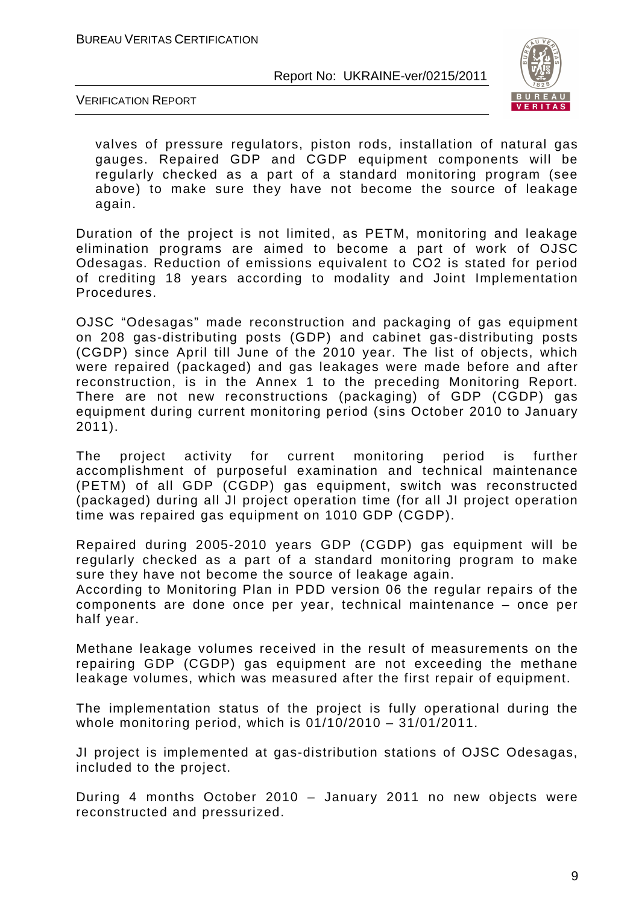valves of pressure regulators, piston rods, installation of natural gas gauges. Repaired GDP and CGDP equipment components will be regularly checked as a part of a standard monitoring program (see above) to make sure they have not become the source of leakage again.

Duration of the project is not limited, as PETM, monitoring and leakage elimination programs are aimed to become a part of work of OJSC Odesagas. Reduction of emissions equivalent to CO2 is stated for period of crediting 18 years according to modality and Joint Implementation Procedures.

OJSC "Odesagas" made reconstruction and packaging of gas equipment on 208 gas-distributing posts (GDP) and cabinet gas-distributing posts (CGDP) since April till June of the 2010 year. The list of objects, which were repaired (packaged) and gas leakages were made before and after reconstruction, is in the Annex 1 to the preceding Monitoring Report. There are not new reconstructions (packaging) of GDP (CGDP) gas equipment during current monitoring period (sins October 2010 to January 2011).

The project activity for current monitoring period is further accomplishment of purposeful examination and technical maintenance (PETM) of all GDP (CGDP) gas equipment, switch was reconstructed (packaged) during all JI project operation time (for all JI project operation time was repaired gas equipment on 1010 GDP (CGDP).

Repaired during 2005-2010 years GDP (CGDP) gas equipment will be regularly checked as a part of a standard monitoring program to make sure they have not become the source of leakage again.
According to Monitoring Plan in PDD version 06 the regular repairs of the components are done once per year, technical maintenance – once per half year.

Methane leakage volumes received in the result of measurements on the repairing GDP (CGDP) gas equipment are not exceeding the methane leakage volumes, which was measured after the first repair of equipment.

The implementation status of the project is fully operational during the whole monitoring period, which is 01/10/2010 – 31/01/2011.

JI project is implemented at gas-distribution stations of OJSC Odesagas, included to the project.

During 4 months October 2010 – January 2011 no new objects were reconstructed and pressurized.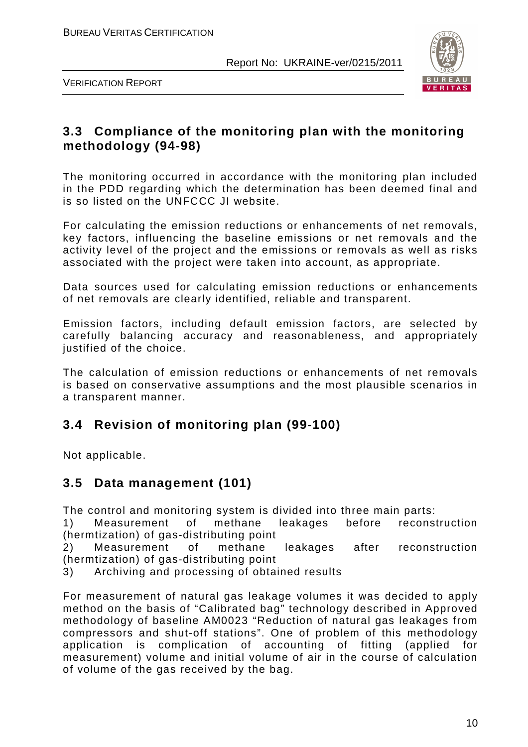## 3.3 Compliance of the monitoring plan with the monitoring methodology (94-98)

The monitoring occurred in accordance with the monitoring plan included in the PDD regarding which the determination has been deemed final and is so listed on the UNFCCC JI website.

For calculating the emission reductions or enhancements of net removals, key factors, influencing the baseline emissions or net removals and the activity level of the project and the emissions or removals as well as risks associated with the project were taken into account, as appropriate.

Data sources used for calculating emission reductions or enhancements of net removals are clearly identified, reliable and transparent.

Emission factors, including default emission factors, are selected by carefully balancing accuracy and reasonableness, and appropriately justified of the choice.

The calculation of emission reductions or enhancements of net removals is based on conservative assumptions and the most plausible scenarios in a transparent manner.

## 3.4 Revision of monitoring plan (99-100)

Not applicable.

## 3.5 Data management (101)

The control and monitoring system is divided into three main parts:

1) Measurement of methane leakages before reconstruction (hermtization) of gas-distributing point
2) Measurement of methane leakages after reconstruction (hermtization) of gas-distributing point
3) Archiving and processing of obtained results

For measurement of natural gas leakage volumes it was decided to apply method on the basis of "Calibrated bag" technology described in Approved methodology of baseline AM0023 "Reduction of natural gas leakages from compressors and shut-off stations". One of problem of this methodology application is complication of accounting of fitting (applied for measurement) volume and initial volume of air in the course of calculation of volume of the gas received by the bag.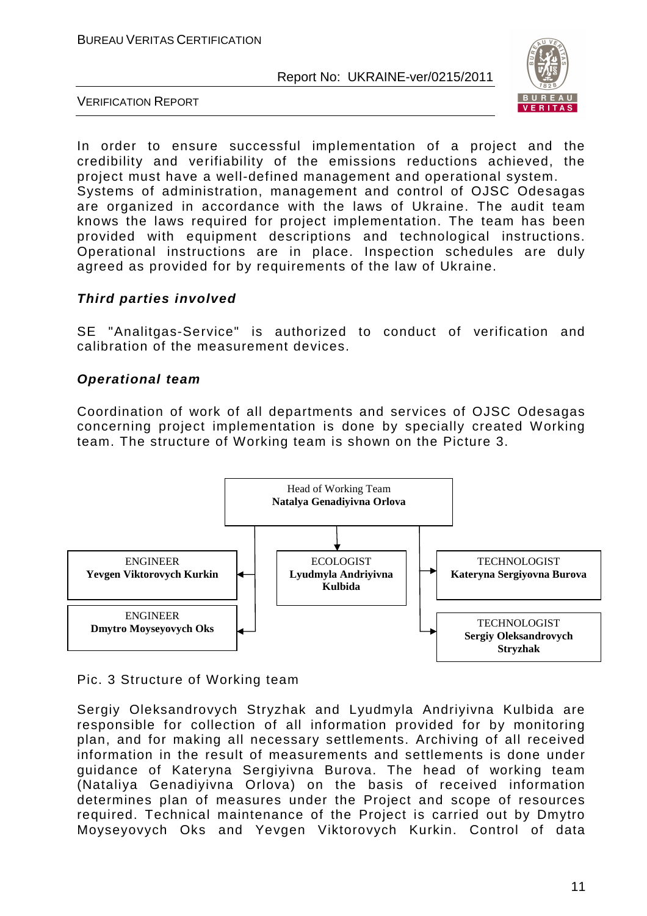In order to ensure successful implementation of a project and the credibility and verifiability of the emissions reductions achieved, the project must have a well-defined management and operational system. Systems of administration, management and control of OJSC Odesagas are organized in accordance with the laws of Ukraine. The audit team knows the laws required for project implementation. The team has been provided with equipment descriptions and technological instructions. Operational instructions are in place. Inspection schedules are duly agreed as provided for by requirements of the law of Ukraine.

***Third parties involved***

SE "Analitgas-Service" is authorized to conduct of verification and calibration of the measurement devices.

***Operational team***

Coordination of work of all departments and services of OJSC Odesagas concerning project implementation is done by specially created Working team. The structure of Working team is shown on the Picture 3.

Head of Working Team
**Natalya Genadiyivna Orlova**

- ENGINEER **Yevgen Viktorovych Kurkin**
- ENGINEER **Dmytro Moyseyovych Oks**
- ECOLOGIST **Lyudmyla Andriyivna Kulbida**
- TECHNOLOGIST **Kateryna Sergiyovna Burova**
- TECHNOLOGIST **Sergiy Oleksandrovych Stryzhak**

Pic. 3 Structure of Working team

Sergiy Oleksandrovych Stryzhak and Lyudmyla Andriyivna Kulbida are responsible for collection of all information provided for by monitoring plan, and for making all necessary settlements. Archiving of all received information in the result of measurements and settlements is done under guidance of Kateryna Sergiyivna Burova. The head of working team (Nataliya Genadiyivna Orlova) on the basis of received information determines plan of measures under the Project and scope of resources required. Technical maintenance of the Project is carried out by Dmytro Moyseyovych Oks and Yevgen Viktorovych Kurkin. Control of data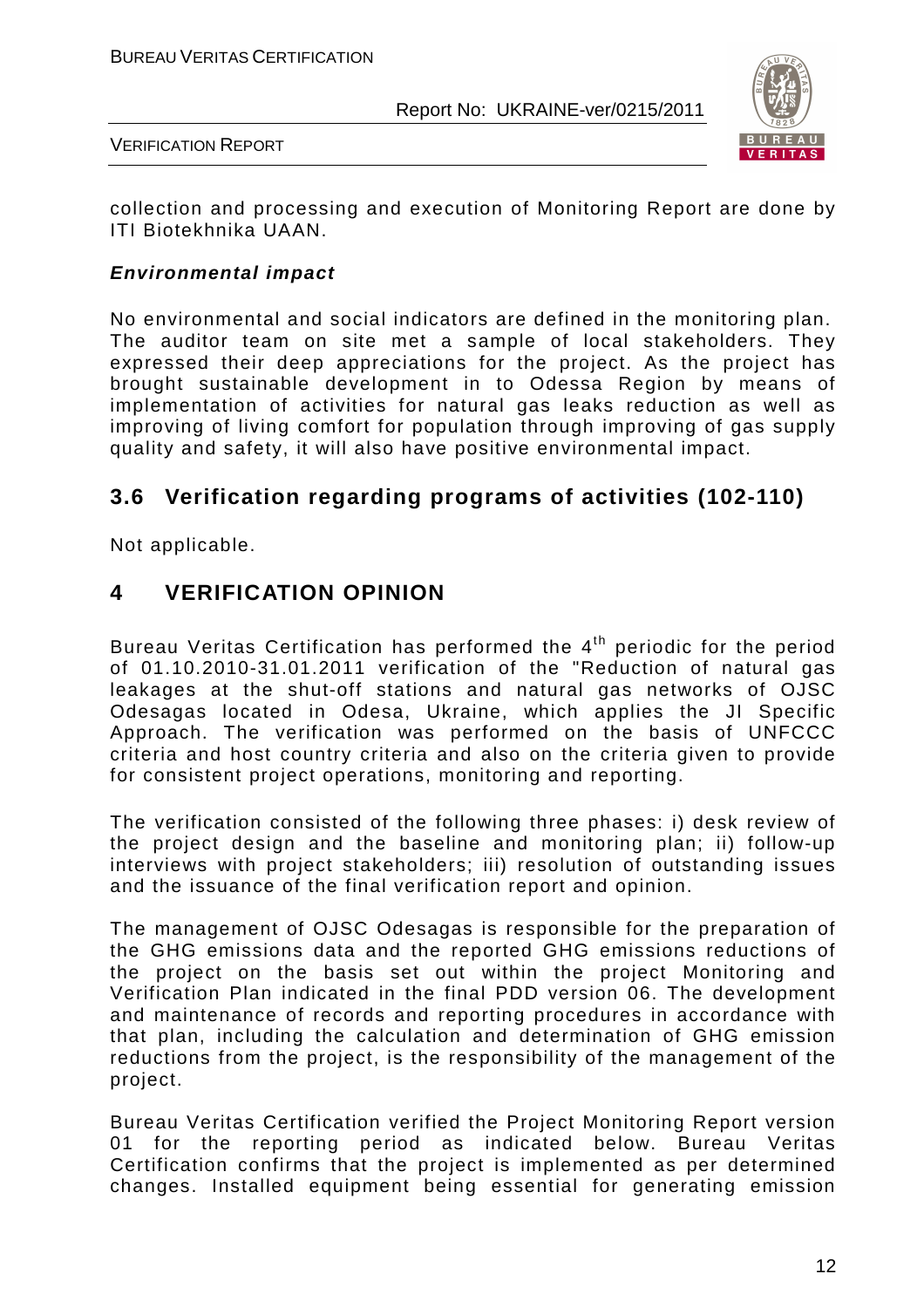collection and processing and execution of Monitoring Report are done by ITI Biotekhnika UAAN.

***Environmental impact***

No environmental and social indicators are defined in the monitoring plan. The auditor team on site met a sample of local stakeholders. They expressed their deep appreciations for the project. As the project has brought sustainable development in to Odessa Region by means of implementation of activities for natural gas leaks reduction as well as improving of living comfort for population through improving of gas supply quality and safety, it will also have positive environmental impact.

## 3.6 Verification regarding programs of activities (102-110)

Not applicable.

# 4 VERIFICATION OPINION

Bureau Veritas Certification has performed the 4th periodic for the period of 01.10.2010-31.01.2011 verification of the "Reduction of natural gas leakages at the shut-off stations and natural gas networks of OJSC Odesagas located in Odesa, Ukraine, which applies the JI Specific Approach. The verification was performed on the basis of UNFCCC criteria and host country criteria and also on the criteria given to provide for consistent project operations, monitoring and reporting.

The verification consisted of the following three phases: i) desk review of the project design and the baseline and monitoring plan; ii) follow-up interviews with project stakeholders; iii) resolution of outstanding issues and the issuance of the final verification report and opinion.

The management of OJSC Odesagas is responsible for the preparation of the GHG emissions data and the reported GHG emissions reductions of the project on the basis set out within the project Monitoring and Verification Plan indicated in the final PDD version 06. The development and maintenance of records and reporting procedures in accordance with that plan, including the calculation and determination of GHG emission reductions from the project, is the responsibility of the management of the project.

Bureau Veritas Certification verified the Project Monitoring Report version 01 for the reporting period as indicated below. Bureau Veritas Certification confirms that the project is implemented as per determined changes. Installed equipment being essential for generating emission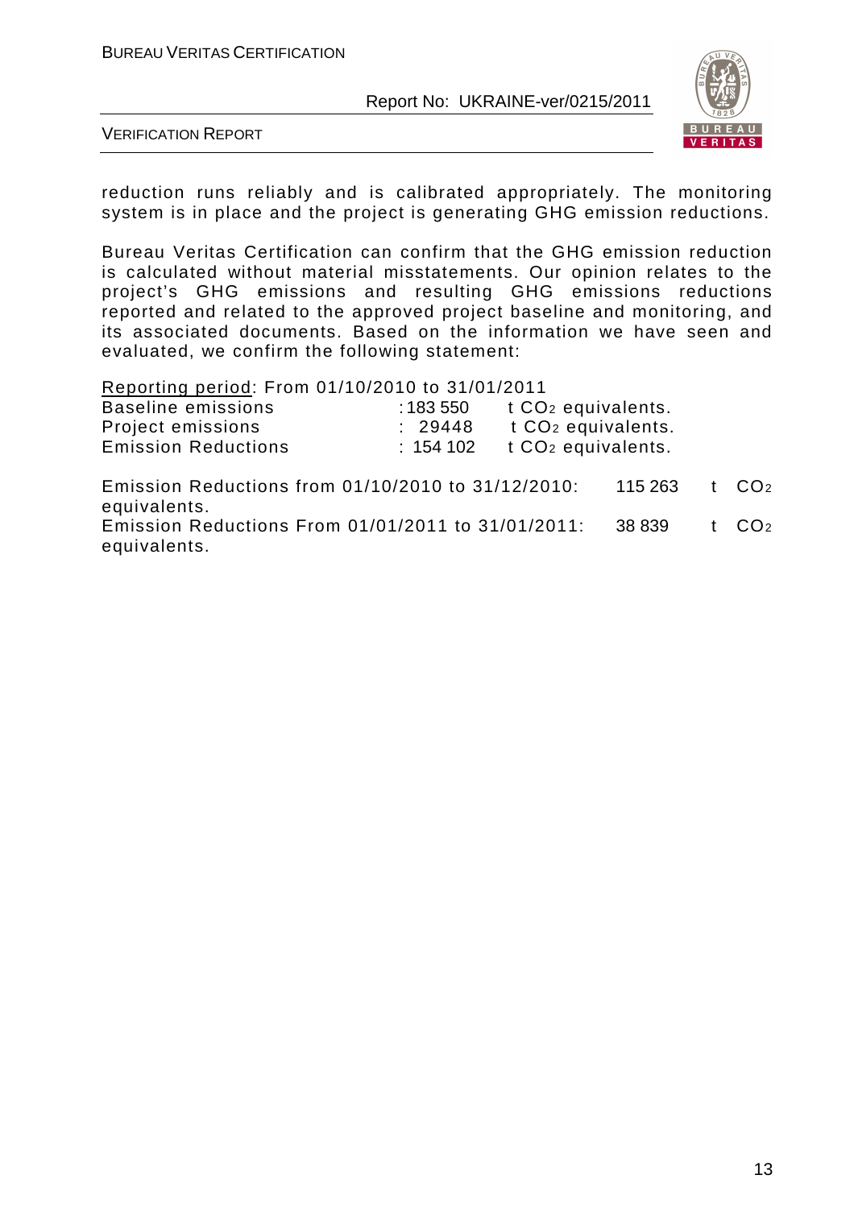reduction runs reliably and is calibrated appropriately. The monitoring system is in place and the project is generating GHG emission reductions.

Bureau Veritas Certification can confirm that the GHG emission reduction is calculated without material misstatements. Our opinion relates to the project's GHG emissions and resulting GHG emissions reductions reported and related to the approved project baseline and monitoring, and its associated documents. Based on the information we have seen and evaluated, we confirm the following statement:

Reporting period: From 01/10/2010 to 31/01/2011

| | | |
|---|---|---|
| Baseline emissions | : 183 550 | t $CO_2$ equivalents. |
| Project emissions | : 29448 | t $CO_2$ equivalents. |
| Emission Reductions | : 154 102 | t $CO_2$ equivalents. |

Emission Reductions from 01/10/2010 to 31/12/2010: 115 263 t $CO_2$ equivalents.

Emission Reductions From 01/01/2011 to 31/01/2011: 38 839 t $CO_2$ equivalents.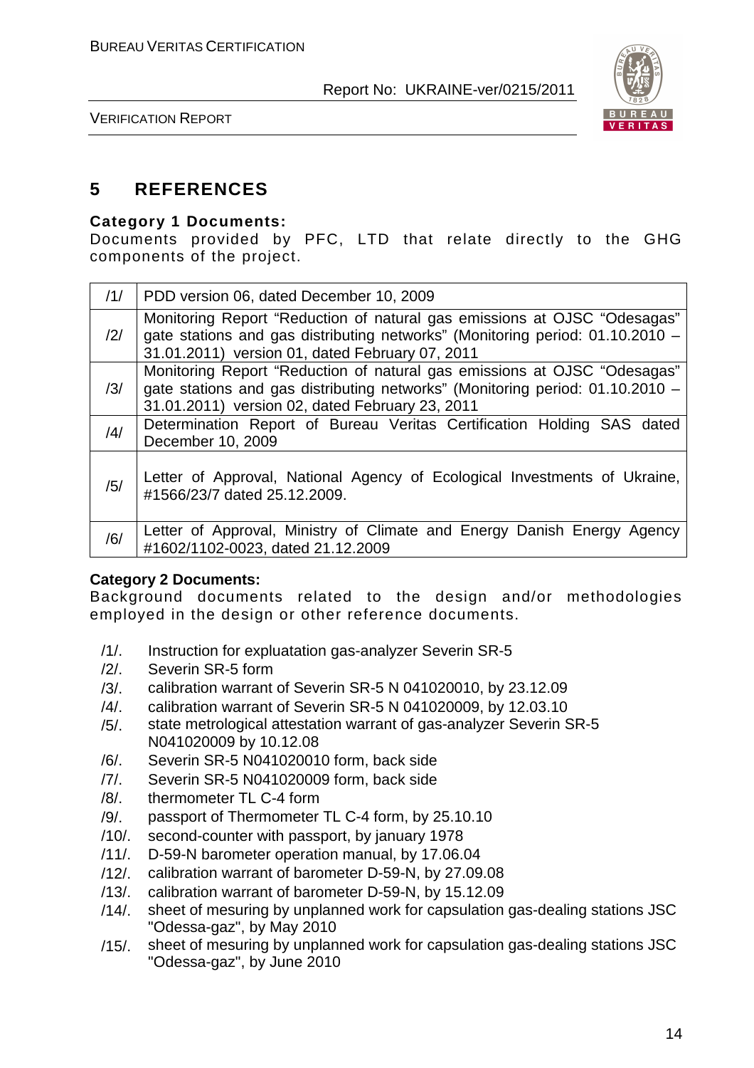# 5 REFERENCES

**Category 1 Documents:**
Documents provided by PFC, LTD that relate directly to the GHG components of the project.

| | |
|---|---|
| /1/ | PDD version 06, dated December 10, 2009 |
| /2/ | Monitoring Report "Reduction of natural gas emissions at OJSC "Odesagas" gate stations and gas distributing networks" (Monitoring period: 01.10.2010 – 31.01.2011) version 01, dated February 07, 2011 |
| /3/ | Monitoring Report "Reduction of natural gas emissions at OJSC "Odesagas" gate stations and gas distributing networks" (Monitoring period: 01.10.2010 – 31.01.2011) version 02, dated February 23, 2011 |
| /4/ | Determination Report of Bureau Veritas Certification Holding SAS dated December 10, 2009 |
| /5/ | Letter of Approval, National Agency of Ecological Investments of Ukraine, #1566/23/7 dated 25.12.2009. |
| /6/ | Letter of Approval, Ministry of Climate and Energy Danish Energy Agency #1602/1102-0023, dated 21.12.2009 |

**Category 2 Documents:**
Background documents related to the design and/or methodologies employed in the design or other reference documents.

/1/. Instruction for expluatation gas-analyzer Severin SR-5
/2/. Severin SR-5 form
/3/. calibration warrant of Severin SR-5 N 041020010, by 23.12.09
/4/. calibration warrant of Severin SR-5 N 041020009, by 12.03.10
/5/. state metrological attestation warrant of gas-analyzer Severin SR-5 N041020009 by 10.12.08
/6/. Severin SR-5 N041020010 form, back side
/7/. Severin SR-5 N041020009 form, back side
/8/. thermometer TL C-4 form
/9/. passport of Thermometer TL C-4 form, by 25.10.10
/10/. second-counter with passport, by january 1978
/11/. D-59-N barometer operation manual, by 17.06.04
/12/. calibration warrant of barometer D-59-N, by 27.09.08
/13/. calibration warrant of barometer D-59-N, by 15.12.09
/14/. sheet of mesuring by unplanned work for capsulation gas-dealing stations JSC "Odessa-gaz", by May 2010
/15/. sheet of mesuring by unplanned work for capsulation gas-dealing stations JSC "Odessa-gaz", by June 2010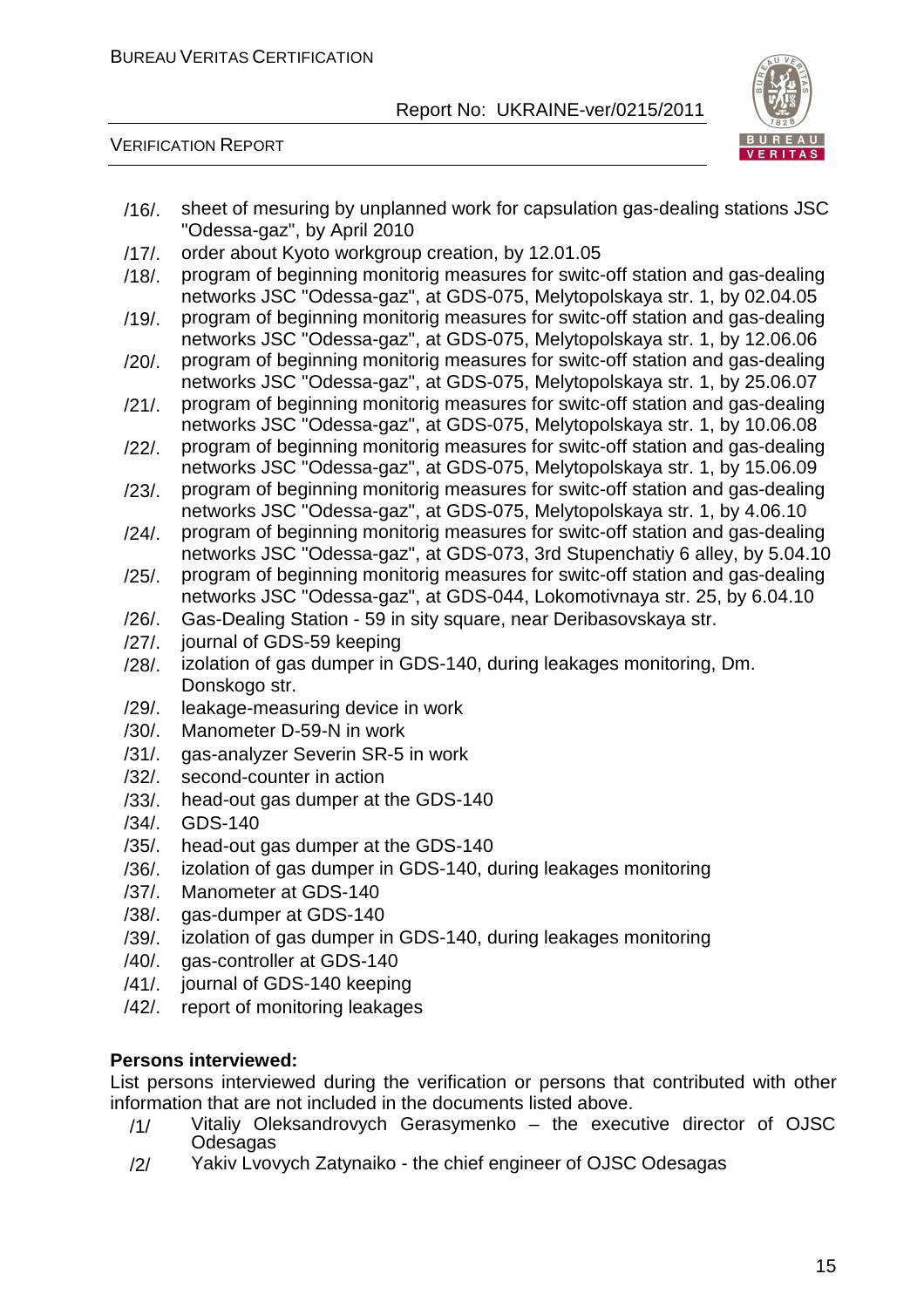/16/. sheet of mesuring by unplanned work for capsulation gas-dealing stations JSC "Odessa-gaz", by April 2010

/17/. order about Kyoto workgroup creation, by 12.01.05

/18/. program of beginning monitorig measures for switc-off station and gas-dealing networks JSC "Odessa-gaz", at GDS-075, Melytopolskaya str. 1, by 02.04.05

/19/. program of beginning monitorig measures for switc-off station and gas-dealing networks JSC "Odessa-gaz", at GDS-075, Melytopolskaya str. 1, by 12.06.06

/20/. program of beginning monitorig measures for switc-off station and gas-dealing networks JSC "Odessa-gaz", at GDS-075, Melytopolskaya str. 1, by 25.06.07

/21/. program of beginning monitorig measures for switc-off station and gas-dealing networks JSC "Odessa-gaz", at GDS-075, Melytopolskaya str. 1, by 10.06.08

/22/. program of beginning monitorig measures for switc-off station and gas-dealing networks JSC "Odessa-gaz", at GDS-075, Melytopolskaya str. 1, by 15.06.09

/23/. program of beginning monitorig measures for switc-off station and gas-dealing networks JSC "Odessa-gaz", at GDS-075, Melytopolskaya str. 1, by 4.06.10

/24/. program of beginning monitorig measures for switc-off station and gas-dealing networks JSC "Odessa-gaz", at GDS-073, 3rd Stupenchatiy 6 alley, by 5.04.10

/25/. program of beginning monitorig measures for switc-off station and gas-dealing networks JSC "Odessa-gaz", at GDS-044, Lokomotivnaya str. 25, by 6.04.10

/26/. Gas-Dealing Station - 59 in sity square, near Deribasovskaya str.

/27/. journal of GDS-59 keeping

/28/. izolation of gas dumper in GDS-140, during leakages monitoring, Dm. Donskogo str.

/29/. leakage-measuring device in work

/30/. Manometer D-59-N in work

/31/. gas-analyzer Severin SR-5 in work

/32/. second-counter in action

/33/. head-out gas dumper at the GDS-140

/34/. GDS-140

/35/. head-out gas dumper at the GDS-140

/36/. izolation of gas dumper in GDS-140, during leakages monitoring

/37/. Manometer at GDS-140

/38/. gas-dumper at GDS-140

/39/. izolation of gas dumper in GDS-140, during leakages monitoring

/40/. gas-controller at GDS-140

/41/. journal of GDS-140 keeping

/42/. report of monitoring leakages

**Persons interviewed:**

List persons interviewed during the verification or persons that contributed with other information that are not included in the documents listed above.

/1/ Vitaliy Oleksandrovych Gerasymenko – the executive director of OJSC Odesagas

/2/ Yakiv Lvovych Zatynaiko - the chief engineer of OJSC Odesagas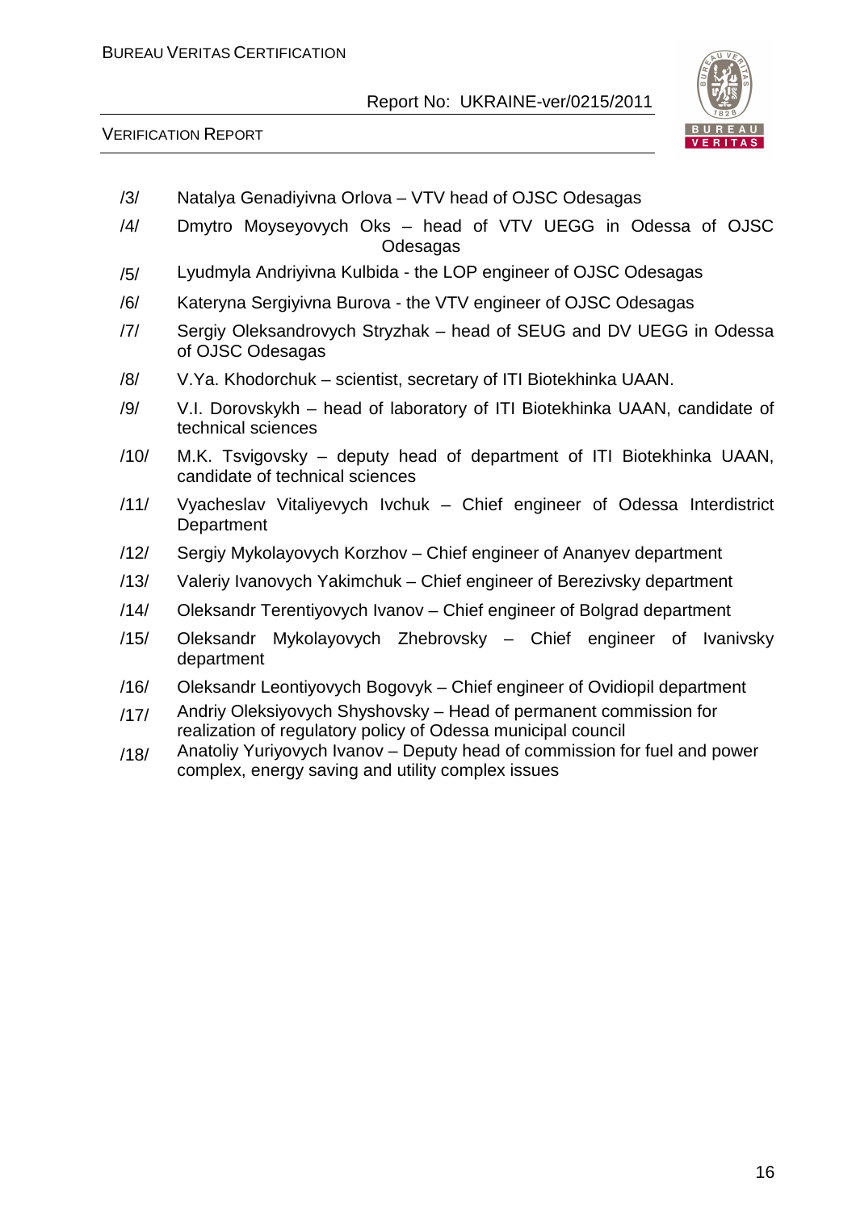/3/ Natalya Genadiyivna Orlova – VTV head of OJSC Odesagas

/4/ Dmytro Moyseyovych Oks – head of VTV UEGG in Odessa of OJSC Odesagas

/5/ Lyudmyla Andriyivna Kulbida - the LOP engineer of OJSC Odesagas

/6/ Kateryna Sergiyivna Burova - the VTV engineer of OJSC Odesagas

/7/ Sergiy Oleksandrovych Stryzhak – head of SEUG and DV UEGG in Odessa of OJSC Odesagas

/8/ V.Ya. Khodorchuk – scientist, secretary of ITI Biotekhinka UAAN.

/9/ V.I. Dorovskykh – head of laboratory of ITI Biotekhinka UAAN, candidate of technical sciences

/10/ M.K. Tsvigovsky – deputy head of department of ITI Biotekhinka UAAN, candidate of technical sciences

/11/ Vyacheslav Vitaliyevych Ivchuk – Chief engineer of Odessa Interdistrict Department

/12/ Sergiy Mykolayovych Korzhov – Chief engineer of Ananyev department

/13/ Valeriy Ivanovych Yakimchuk – Chief engineer of Berezivsky department

/14/ Oleksandr Terentiyovych Ivanov – Chief engineer of Bolgrad department

/15/ Oleksandr Mykolayovych Zhebrovsky – Chief engineer of Ivanivsky department

/16/ Oleksandr Leontiyovych Bogovyk – Chief engineer of Ovidiopil department

/17/ Andriy Oleksiyovych Shyshovsky – Head of permanent commission for realization of regulatory policy of Odessa municipal council

/18/ Anatoliy Yuriyovych Ivanov – Deputy head of commission for fuel and power complex, energy saving and utility complex issues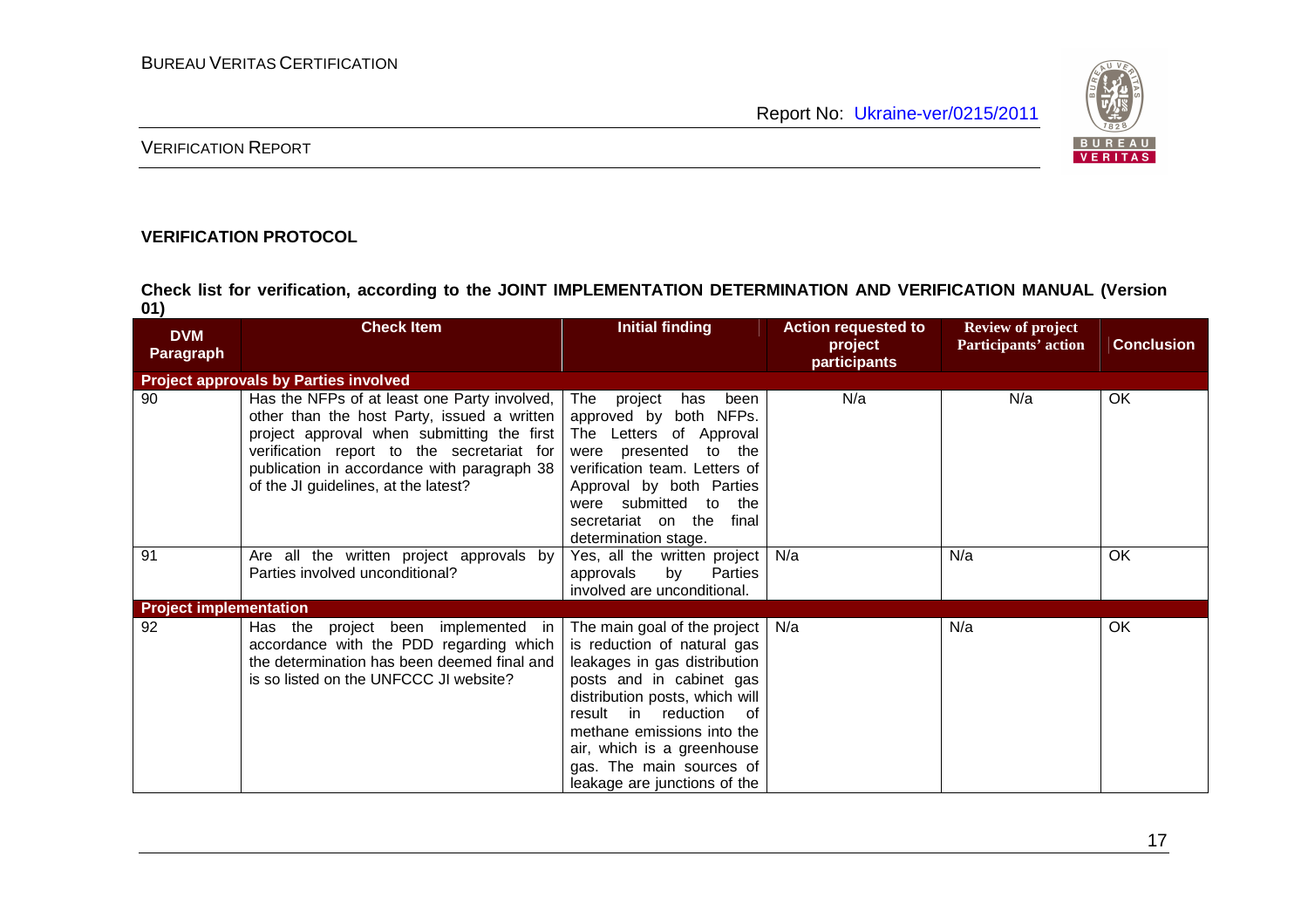**VERIFICATION PROTOCOL**

**Check list for verification, according to the JOINT IMPLEMENTATION DETERMINATION AND VERIFICATION MANUAL (Version 01)**

| DVM Paragraph | Check Item | Initial finding | Action requested to project participants | Review of project Participants' action | Conclusion |
|---|---|---|---|---|---|
| **Project approvals by Parties involved** | | | | | |
| 90 | Has the NFPs of at least one Party involved, other than the host Party, issued a written project approval when submitting the first verification report to the secretariat for publication in accordance with paragraph 38 of the JI guidelines, at the latest? | The project has been approved by both NFPs. The Letters of Approval were presented to the verification team. Letters of Approval by both Parties were submitted to the secretariat on the final determination stage. | N/a | N/a | OK |
| 91 | Are all the written project approvals by Parties involved unconditional? | Yes, all the written project approvals by Parties involved are unconditional. | N/a | N/a | OK |
| **Project implementation** | | | | | |
| 92 | Has the project been implemented in accordance with the PDD regarding which the determination has been deemed final and is so listed on the UNFCCC JI website? | The main goal of the project is reduction of natural gas leakages in gas distribution posts and in cabinet gas distribution posts, which will result in reduction of methane emissions into the air, which is a greenhouse gas. The main sources of leakage are junctions of the | N/a | N/a | OK |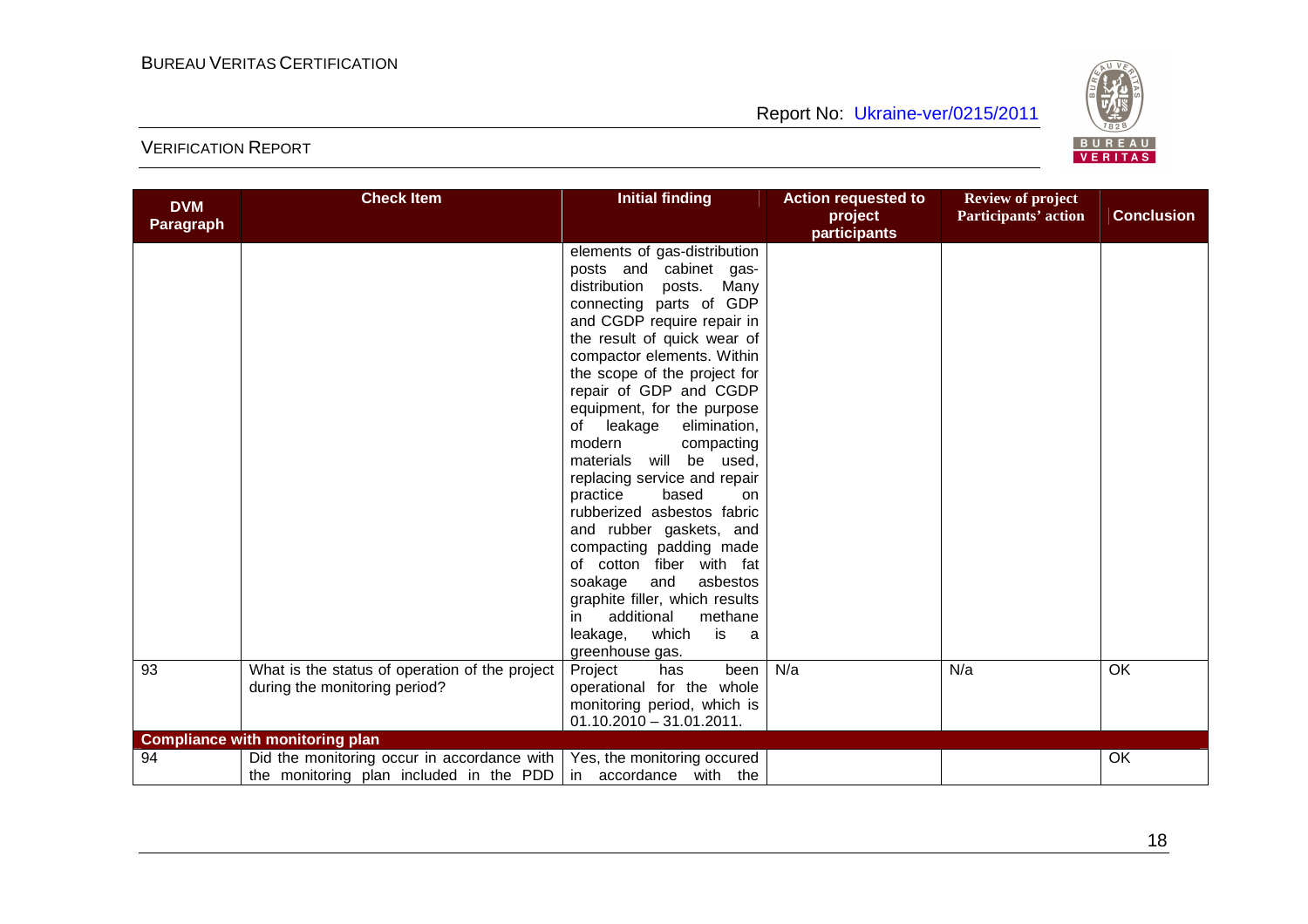| DVM Paragraph | Check Item | Initial finding | Action requested to project participants | Review of project Participants' action | Conclusion |
|---|---|---|---|---|---|
| | | elements of gas-distribution posts and cabinet gas-distribution posts. Many connecting parts of GDP and CGDP require repair in the result of quick wear of compactor elements. Within the scope of the project for repair of GDP and CGDP equipment, for the purpose of leakage elimination, modern compacting materials will be used, replacing service and repair practice based on rubberized asbestos fabric and rubber gaskets, and compacting padding made of cotton fiber with fat soakage and asbestos graphite filler, which results in additional methane leakage, which is a greenhouse gas. | | | |
| 93 | What is the status of operation of the project during the monitoring period? | Project has been operational for the whole monitoring period, which is 01.10.2010 – 31.01.2011. | N/a | N/a | OK |
| **Compliance with monitoring plan** | | | | | |
| 94 | Did the monitoring occur in accordance with the monitoring plan included in the PDD | Yes, the monitoring occured in accordance with the | | | OK |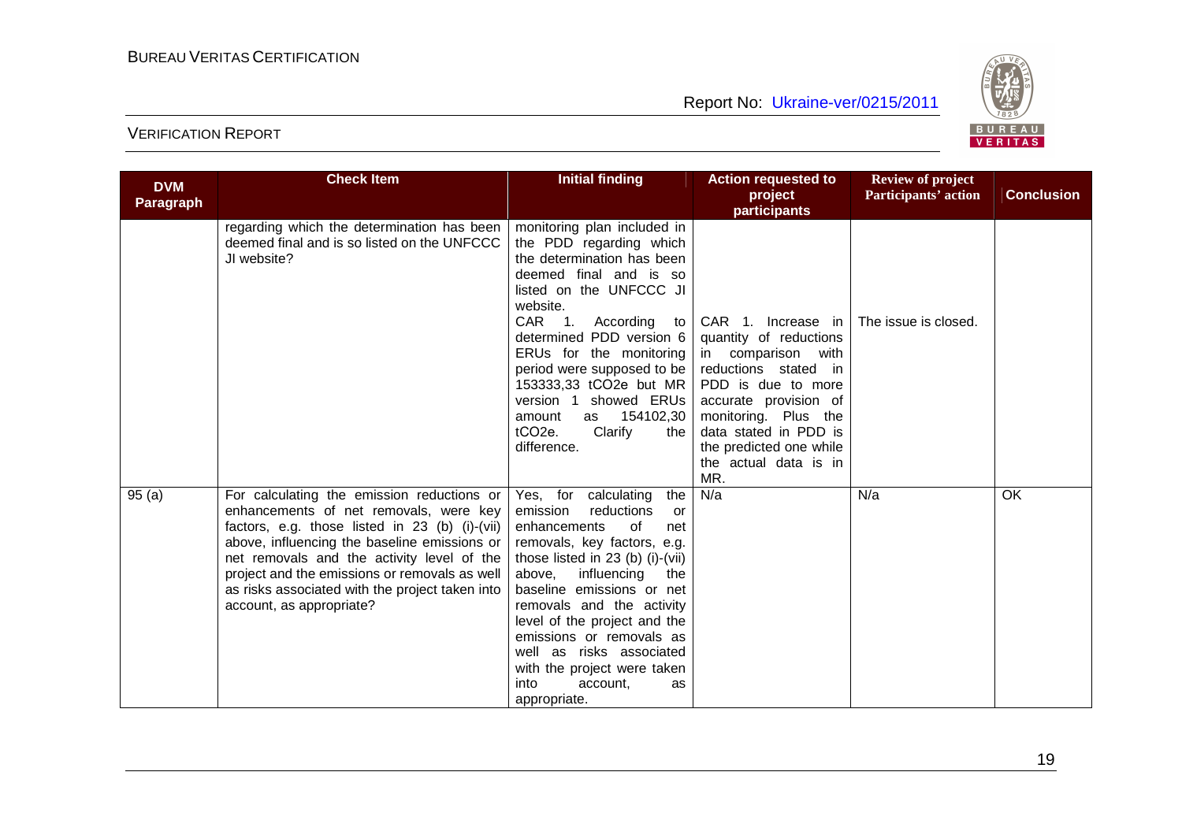| DVM Paragraph | Check Item | Initial finding | Action requested to project participants | Review of project Participants' action | Conclusion |
|---|---|---|---|---|---|
| | regarding which the determination has been deemed final and is so listed on the UNFCCC JI website? | monitoring plan included in the PDD regarding which the determination has been deemed final and is so listed on the UNFCCC JI website.<br>CAR 1. According to determined PDD version 6 ERUs for the monitoring period were supposed to be 153333,33 $tCO_2e$ but MR version 1 showed ERUs amount as 154102,30 $tCO_2e$. Clarify the difference. | CAR 1. Increase in quantity of reductions in comparison with reductions stated in PDD is due to more accurate provision of monitoring. Plus the data stated in PDD is the predicted one while the actual data is in MR. | The issue is closed. | |
| 95 (a) | For calculating the emission reductions or enhancements of net removals, were key factors, e.g. those listed in 23 (b) (i)-(vii) above, influencing the baseline emissions or net removals and the activity level of the project and the emissions or removals as well as risks associated with the project taken into account, as appropriate? | Yes, for calculating the emission reductions or enhancements of net removals, key factors, e.g. those listed in 23 (b) (i)-(vii) above, influencing the baseline emissions or net removals and the activity level of the project and the emissions or removals as well as risks associated with the project were taken into account, as appropriate. | N/a | N/a | OK |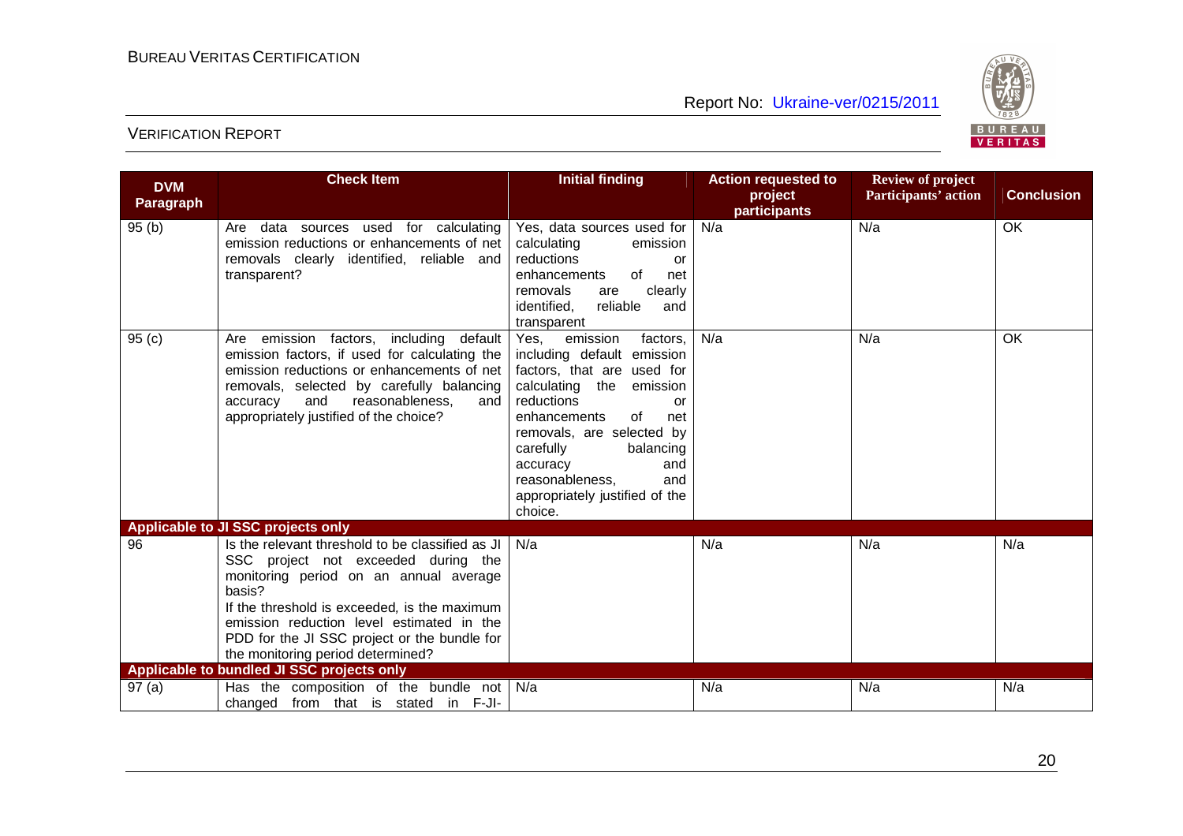| DVM Paragraph | Check Item | Initial finding | Action requested to project participants | Review of project Participants' action | Conclusion |
|---|---|---|---|---|---|
| 95 (b) | Are data sources used for calculating emission reductions or enhancements of net removals clearly identified, reliable and transparent? | Yes, data sources used for calculating emission reductions or enhancements of net removals are clearly identified, reliable and transparent | N/a | N/a | OK |
| 95 (c) | Are emission factors, including default emission factors, if used for calculating the emission reductions or enhancements of net removals, selected by carefully balancing accuracy and reasonableness, and appropriately justified of the choice? | Yes, emission factors, including default emission factors, that are used for calculating the emission reductions or enhancements of net removals, are selected by carefully balancing accuracy and reasonableness, and appropriately justified of the choice. | N/a | N/a | OK |
| **Applicable to JI SSC projects only** | | | | | |
| 96 | Is the relevant threshold to be classified as JI SSC project not exceeded during the monitoring period on an annual average basis?<br>If the threshold is exceeded, is the maximum emission reduction level estimated in the PDD for the JI SSC project or the bundle for the monitoring period determined? | N/a | N/a | N/a | N/a |
| **Applicable to bundled JI SSC projects only** | | | | | |
| 97 (a) | Has the composition of the bundle not changed from that is stated in F-JI- | N/a | N/a | N/a | N/a |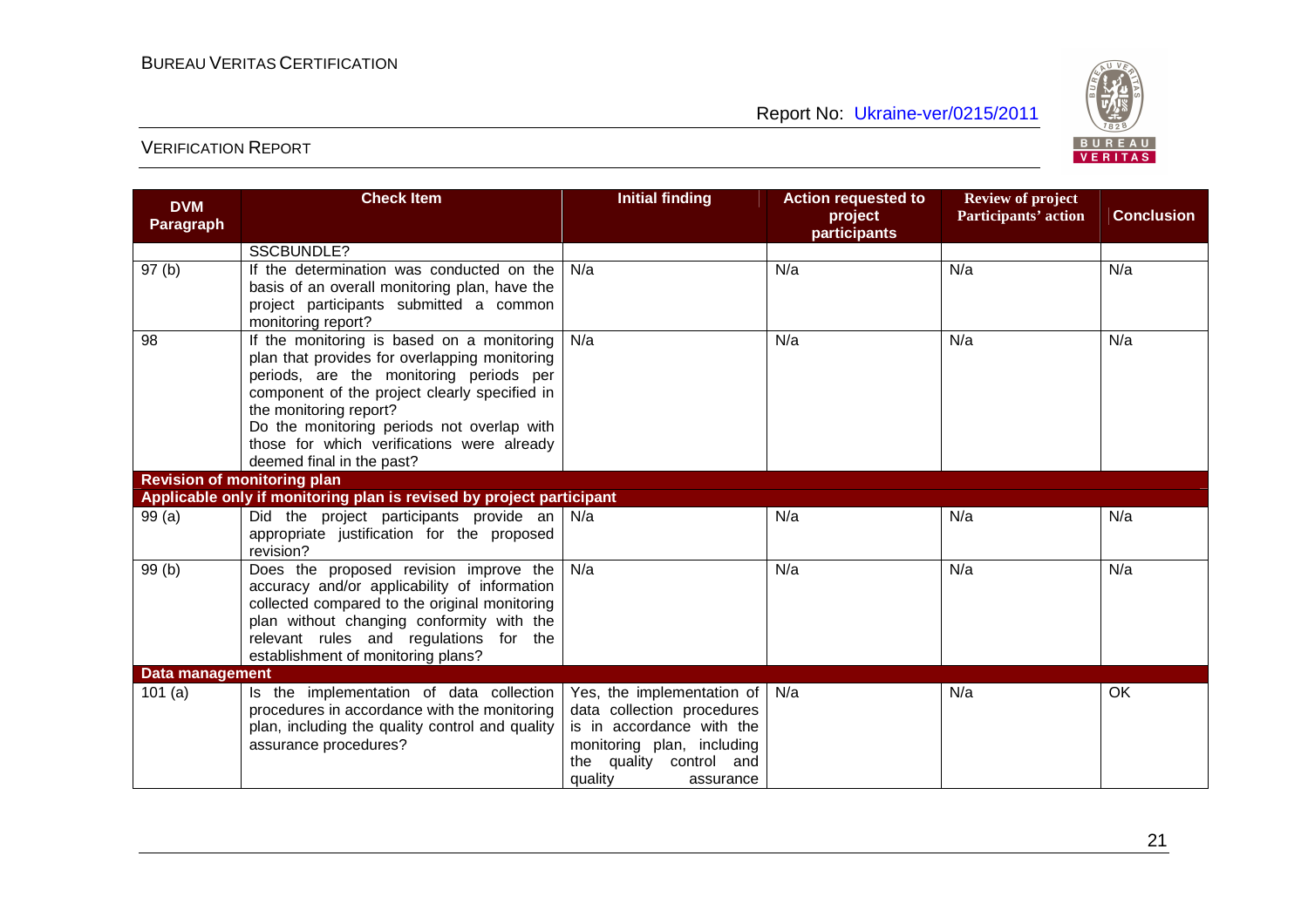| DVM Paragraph | Check Item | Initial finding | Action requested to project participants | Review of project Participants' action | Conclusion |
|---|---|---|---|---|---|
| | SSCBUNDLE? | | | | |
| 97 (b) | If the determination was conducted on the basis of an overall monitoring plan, have the project participants submitted a common monitoring report? | N/a | N/a | N/a | N/a |
| 98 | If the monitoring is based on a monitoring plan that provides for overlapping monitoring periods, are the monitoring periods per component of the project clearly specified in the monitoring report?<br>Do the monitoring periods not overlap with those for which verifications were already deemed final in the past? | N/a | N/a | N/a | N/a |
| **Revision of monitoring plan** | | | | | |
| **Applicable only if monitoring plan is revised by project participant** | | | | | |
| 99 (a) | Did the project participants provide an appropriate justification for the proposed revision? | N/a | N/a | N/a | N/a |
| 99 (b) | Does the proposed revision improve the accuracy and/or applicability of information collected compared to the original monitoring plan without changing conformity with the relevant rules and regulations for the establishment of monitoring plans? | N/a | N/a | N/a | N/a |
| **Data management** | | | | | |
| 101 (a) | Is the implementation of data collection procedures in accordance with the monitoring plan, including the quality control and quality assurance procedures? | Yes, the implementation of data collection procedures is in accordance with the monitoring plan, including the quality control and quality assurance | N/a | N/a | OK |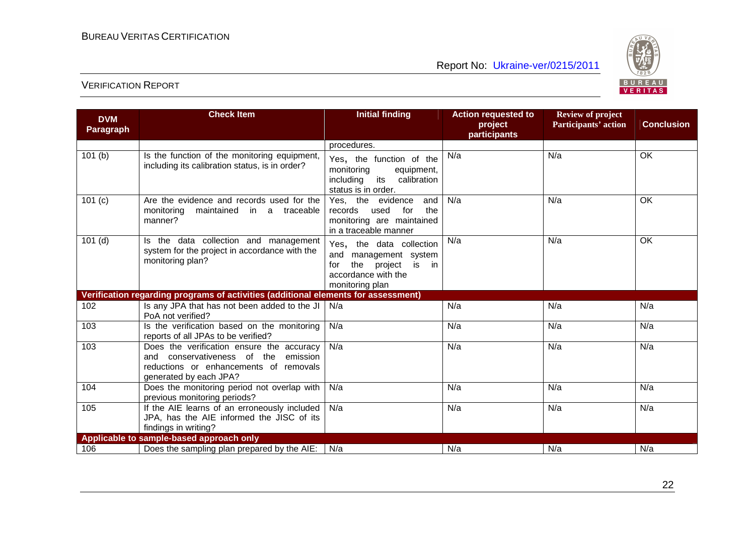| DVM Paragraph | Check Item | Initial finding | Action requested to project participants | Review of project Participants' action | Conclusion |
|---|---|---|---|---|---|
| | | procedures. | | | |
| 101 (b) | Is the function of the monitoring equipment, including its calibration status, is in order? | Yes, the function of the monitoring equipment, including its calibration status is in order. | N/a | N/a | OK |
| 101 (c) | Are the evidence and records used for the monitoring maintained in a traceable manner? | Yes, the evidence and records used for the monitoring are maintained in a traceable manner | N/a | N/a | OK |
| 101 (d) | Is the data collection and management system for the project in accordance with the monitoring plan? | Yes, the data collection and management system for the project is in accordance with the monitoring plan | N/a | N/a | OK |
| **Verification regarding programs of activities (additional elements for assessment)** | | | | | |
| 102 | Is any JPA that has not been added to the JI PoA not verified? | N/a | N/a | N/a | N/a |
| 103 | Is the verification based on the monitoring reports of all JPAs to be verified? | N/a | N/a | N/a | N/a |
| 103 | Does the verification ensure the accuracy and conservativeness of the emission reductions or enhancements of removals generated by each JPA? | N/a | N/a | N/a | N/a |
| 104 | Does the monitoring period not overlap with previous monitoring periods? | N/a | N/a | N/a | N/a |
| 105 | If the AIE learns of an erroneously included JPA, has the AIE informed the JISC of its findings in writing? | N/a | N/a | N/a | N/a |
| **Applicable to sample-based approach only** | | | | | |
| 106 | Does the sampling plan prepared by the AIE: | N/a | N/a | N/a | N/a |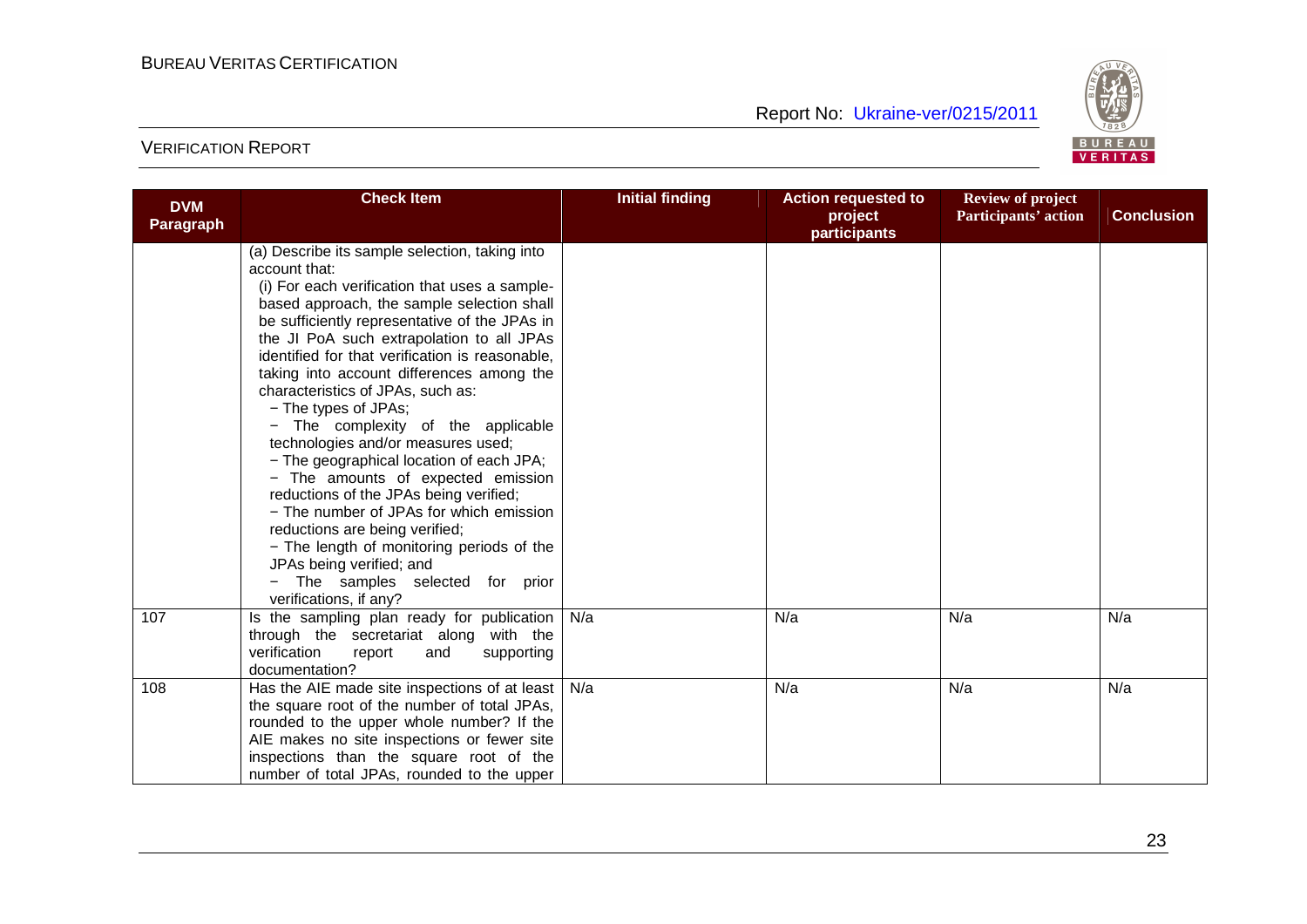| DVM Paragraph | Check Item | Initial finding | Action requested to project participants | Review of project Participants' action | Conclusion |
|---|---|---|---|---|---|
| | (a) Describe its sample selection, taking into account that:<br>(i) For each verification that uses a sample-based approach, the sample selection shall be sufficiently representative of the JPAs in the JI PoA such extrapolation to all JPAs identified for that verification is reasonable, taking into account differences among the characteristics of JPAs, such as:<br>− The types of JPAs;<br>− The complexity of the applicable technologies and/or measures used;<br>− The geographical location of each JPA;<br>− The amounts of expected emission reductions of the JPAs being verified;<br>− The number of JPAs for which emission reductions are being verified;<br>− The length of monitoring periods of the JPAs being verified; and<br>− The samples selected for prior verifications, if any? | | | | |
| 107 | Is the sampling plan ready for publication through the secretariat along with the verification report and supporting documentation? | N/a | N/a | N/a | N/a |
| 108 | Has the AIE made site inspections of at least the square root of the number of total JPAs, rounded to the upper whole number? If the AIE makes no site inspections or fewer site inspections than the square root of the number of total JPAs, rounded to the upper | N/a | N/a | N/a | N/a |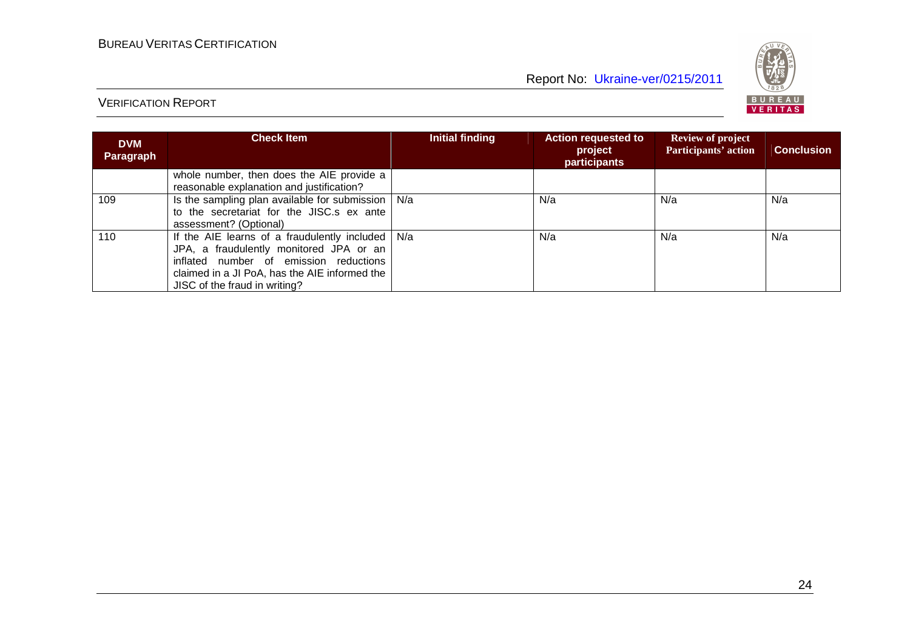| DVM Paragraph | Check Item | Initial finding | Action requested to project participants | Review of project Participants' action | Conclusion |
|---|---|---|---|---|---|
| | whole number, then does the AIE provide a reasonable explanation and justification? | | | | |
| 109 | Is the sampling plan available for submission to the secretariat for the JISC.s ex ante assessment? (Optional) | N/a | N/a | N/a | N/a |
| 110 | If the AIE learns of a fraudulently included JPA, a fraudulently monitored JPA or an inflated number of emission reductions claimed in a JI PoA, has the AIE informed the JISC of the fraud in writing? | N/a | N/a | N/a | N/a |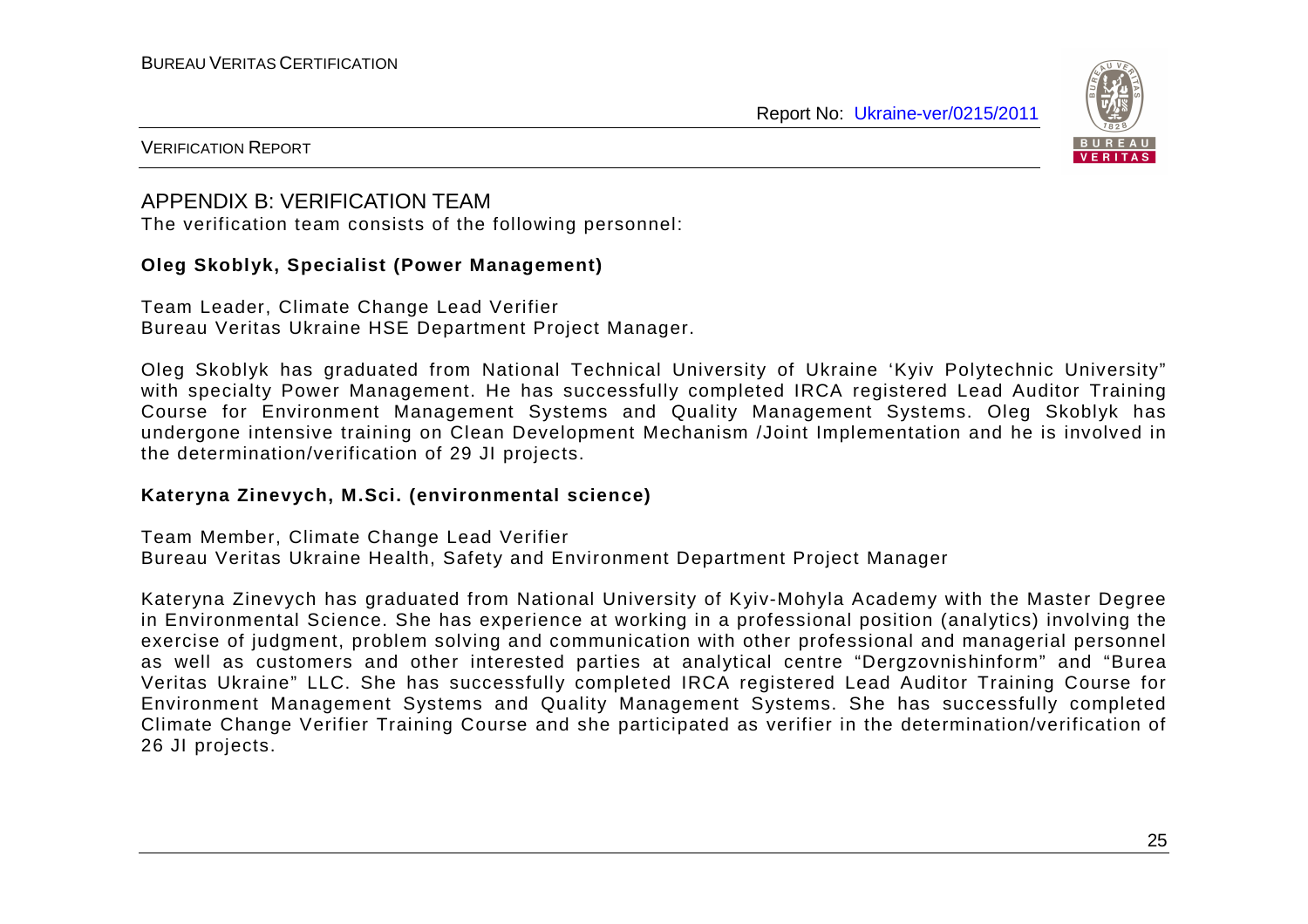## APPENDIX B: VERIFICATION TEAM

The verification team consists of the following personnel:

**Oleg Skoblyk, Specialist (Power Management)**

Team Leader, Climate Change Lead Verifier
Bureau Veritas Ukraine HSE Department Project Manager.

Oleg Skoblyk has graduated from National Technical University of Ukraine 'Kyiv Polytechnic University" with specialty Power Management. He has successfully completed IRCA registered Lead Auditor Training Course for Environment Management Systems and Quality Management Systems. Oleg Skoblyk has undergone intensive training on Clean Development Mechanism /Joint Implementation and he is involved in the determination/verification of 29 JI projects.

**Kateryna Zinevych, M.Sci. (environmental science)**

Team Member, Climate Change Lead Verifier
Bureau Veritas Ukraine Health, Safety and Environment Department Project Manager

Kateryna Zinevych has graduated from National University of Kyiv-Mohyla Academy with the Master Degree in Environmental Science. She has experience at working in a professional position (analytics) involving the exercise of judgment, problem solving and communication with other professional and managerial personnel as well as customers and other interested parties at analytical centre "Dergzovnishinform" and "Burea Veritas Ukraine" LLC. She has successfully completed IRCA registered Lead Auditor Training Course for Environment Management Systems and Quality Management Systems. She has successfully completed Climate Change Verifier Training Course and she participated as verifier in the determination/verification of 26 JI projects.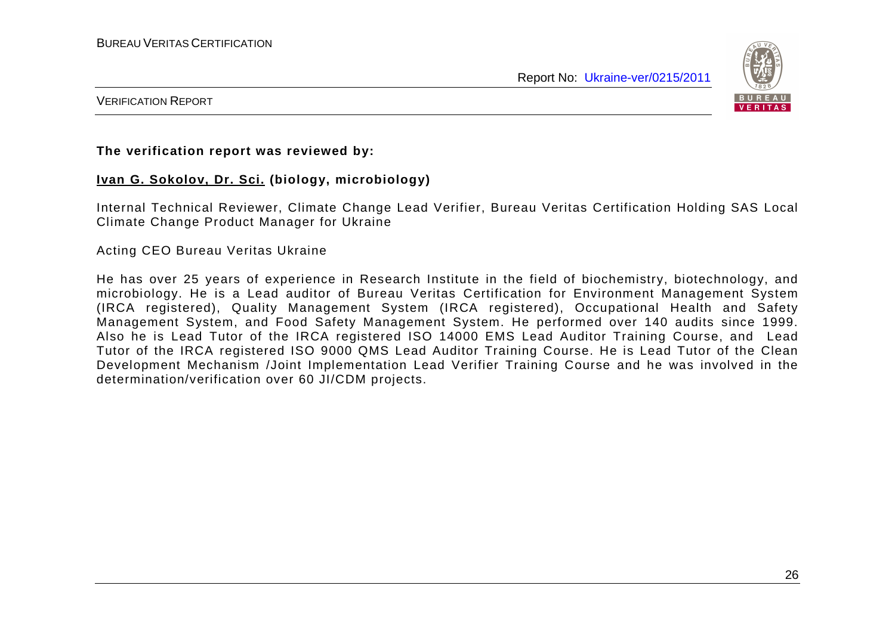**The verification report was reviewed by:**

**Ivan G. Sokolov, Dr. Sci. (biology, microbiology)**

Internal Technical Reviewer, Climate Change Lead Verifier, Bureau Veritas Certification Holding SAS Local Climate Change Product Manager for Ukraine

Acting CEO Bureau Veritas Ukraine

He has over 25 years of experience in Research Institute in the field of biochemistry, biotechnology, and microbiology. He is a Lead auditor of Bureau Veritas Certification for Environment Management System (IRCA registered), Quality Management System (IRCA registered), Occupational Health and Safety Management System, and Food Safety Management System. He performed over 140 audits since 1999. Also he is Lead Tutor of the IRCA registered ISO 14000 EMS Lead Auditor Training Course, and Lead Tutor of the IRCA registered ISO 9000 QMS Lead Auditor Training Course. He is Lead Tutor of the Clean Development Mechanism /Joint Implementation Lead Verifier Training Course and he was involved in the determination/verification over 60 JI/CDM projects.